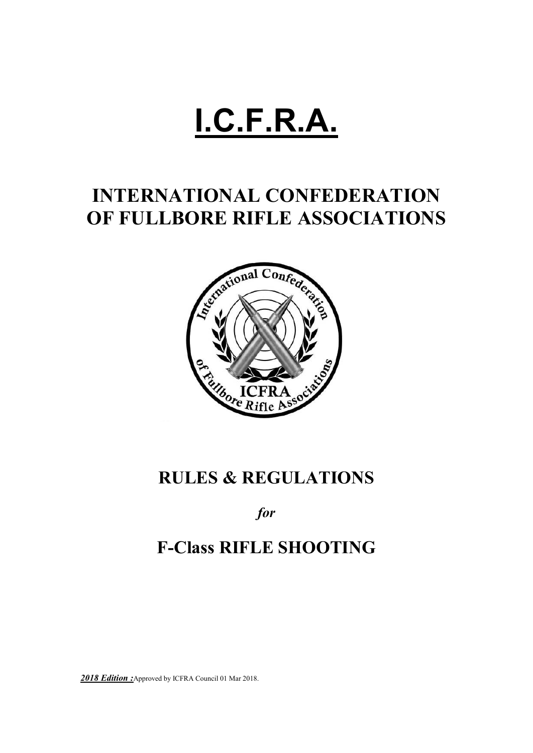# I.C.F.R.A.

## INTERNATIONAL CONFEDERATION OF FULLBORE RIFLE ASSOCIATIONS

## RULES & REGULATIONS

*for*

## F-Class RIFLE SHOOTING

***2018 Edition :*** Approved by ICFRA Council 01 Mar 2018.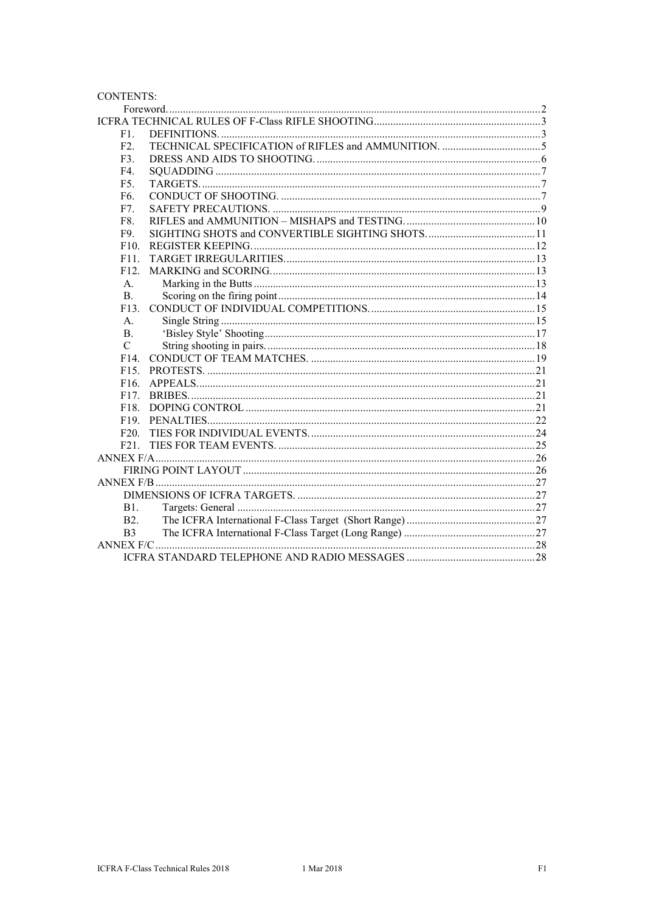CONTENTS:

- Foreword. 2
- ICFRA TECHNICAL RULES OF F-Class RIFLE SHOOTING 3
  - F1. DEFINITIONS. 3
  - F2. TECHNICAL SPECIFICATION of RIFLES and AMMUNITION. 5
  - F3. DRESS AND AIDS TO SHOOTING. 6
  - F4. SQUADDING 7
  - F5. TARGETS. 7
  - F6. CONDUCT OF SHOOTING. 7
  - F7. SAFETY PRECAUTIONS. 9
  - F8. RIFLES and AMMUNITION – MISHAPS and TESTING. 10
  - F9. SIGHTING SHOTS and CONVERTIBLE SIGHTING SHOTS. 11
  - F10. REGISTER KEEPING. 12
  - F11. TARGET IRREGULARITIES. 13
  - F12. MARKING and SCORING. 13
    - A. Marking in the Butts 13
    - B. Scoring on the firing point 14
  - F13. CONDUCT OF INDIVIDUAL COMPETITIONS. 15
    - A. Single String 15
    - B. 'Bisley Style' Shooting 17
    - C String shooting in pairs. 18
  - F14. CONDUCT OF TEAM MATCHES. 19
  - F15. PROTESTS. 21
  - F16. APPEALS. 21
  - F17. BRIBES. 21
  - F18. DOPING CONTROL 21
  - F19. PENALTIES. 22
  - F20. TIES FOR INDIVIDUAL EVENTS. 24
  - F21. TIES FOR TEAM EVENTS. 25
- ANNEX F/A 26
  - FIRING POINT LAYOUT 26
- ANNEX F/B 27
  - DIMENSIONS OF ICFRA TARGETS. 27
    - B1. Targets: General 27
    - B2. The ICFRA International F-Class Target (Short Range) 27
    - B3 The ICFRA International F-Class Target (Long Range) 27
- ANNEX F/C 28
  - ICFRA STANDARD TELEPHONE AND RADIO MESSAGES 28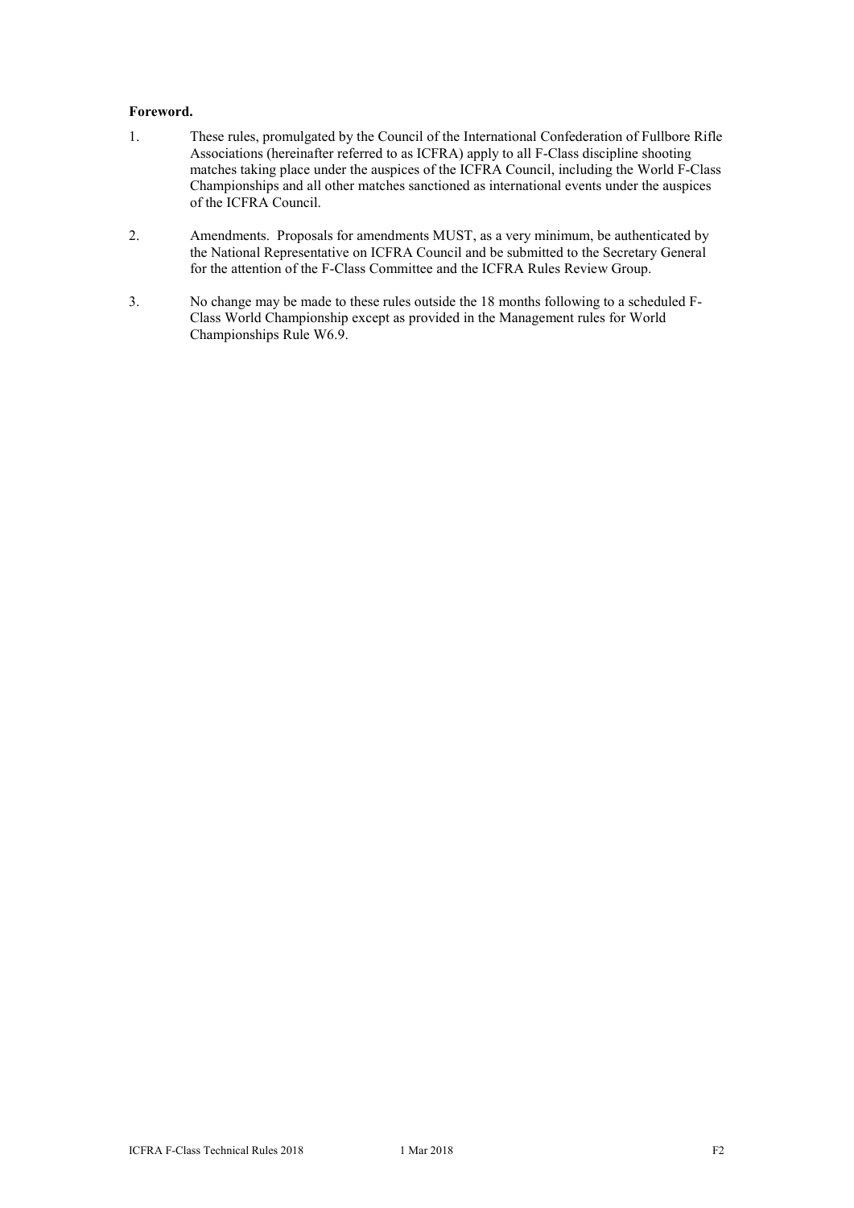**Foreword.**

1. These rules, promulgated by the Council of the International Confederation of Fullbore Rifle Associations (hereinafter referred to as ICFRA) apply to all F-Class discipline shooting matches taking place under the auspices of the ICFRA Council, including the World F-Class Championships and all other matches sanctioned as international events under the auspices of the ICFRA Council.

2. Amendments. Proposals for amendments MUST, as a very minimum, be authenticated by the National Representative on ICFRA Council and be submitted to the Secretary General for the attention of the F-Class Committee and the ICFRA Rules Review Group.

3. No change may be made to these rules outside the 18 months following to a scheduled F-Class World Championship except as provided in the Management rules for World Championships Rule W6.9.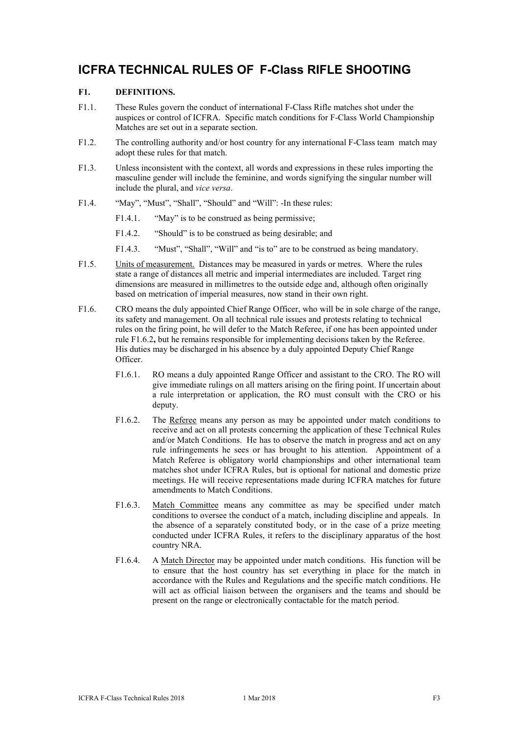# ICFRA TECHNICAL RULES OF F-Class RIFLE SHOOTING

## F1. DEFINITIONS.

F1.1. These Rules govern the conduct of international F-Class Rifle matches shot under the auspices or control of ICFRA. Specific match conditions for F-Class World Championship Matches are set out in a separate section.

F1.2. The controlling authority and/or host country for any international F-Class team match may adopt these rules for that match.

F1.3. Unless inconsistent with the context, all words and expressions in these rules importing the masculine gender will include the feminine, and words signifying the singular number will include the plural, and *vice versa*.

F1.4. "May", "Must", "Shall", "Should" and "Will": -In these rules:

F1.4.1. "May" is to be construed as being permissive;

F1.4.2. "Should" is to be construed as being desirable; and

F1.4.3. "Must", "Shall", "Will" and "is to" are to be construed as being mandatory.

F1.5. Units of measurement. Distances may be measured in yards or metres. Where the rules state a range of distances all metric and imperial intermediates are included. Target ring dimensions are measured in millimetres to the outside edge and, although often originally based on metrication of imperial measures, now stand in their own right.

F1.6. CRO means the duly appointed Chief Range Officer, who will be in sole charge of the range, its safety and management. On all technical rule issues and protests relating to technical rules on the firing point, he will defer to the Match Referee, if one has been appointed under rule F1.6.2**,** but he remains responsible for implementing decisions taken by the Referee. His duties may be discharged in his absence by a duly appointed Deputy Chief Range Officer.

F1.6.1. RO means a duly appointed Range Officer and assistant to the CRO. The RO will give immediate rulings on all matters arising on the firing point. If uncertain about a rule interpretation or application, the RO must consult with the CRO or his deputy.

F1.6.2. The Referee means any person as may be appointed under match conditions to receive and act on all protests concerning the application of these Technical Rules and/or Match Conditions. He has to observe the match in progress and act on any rule infringements he sees or has brought to his attention. Appointment of a Match Referee is obligatory world championships and other international team matches shot under ICFRA Rules, but is optional for national and domestic prize meetings. He will receive representations made during ICFRA matches for future amendments to Match Conditions.

F1.6.3. Match Committee means any committee as may be specified under match conditions to oversee the conduct of a match, including discipline and appeals. In the absence of a separately constituted body, or in the case of a prize meeting conducted under ICFRA Rules, it refers to the disciplinary apparatus of the host country NRA.

F1.6.4. A Match Director may be appointed under match conditions. His function will be to ensure that the host country has set everything in place for the match in accordance with the Rules and Regulations and the specific match conditions. He will act as official liaison between the organisers and the teams and should be present on the range or electronically contactable for the match period.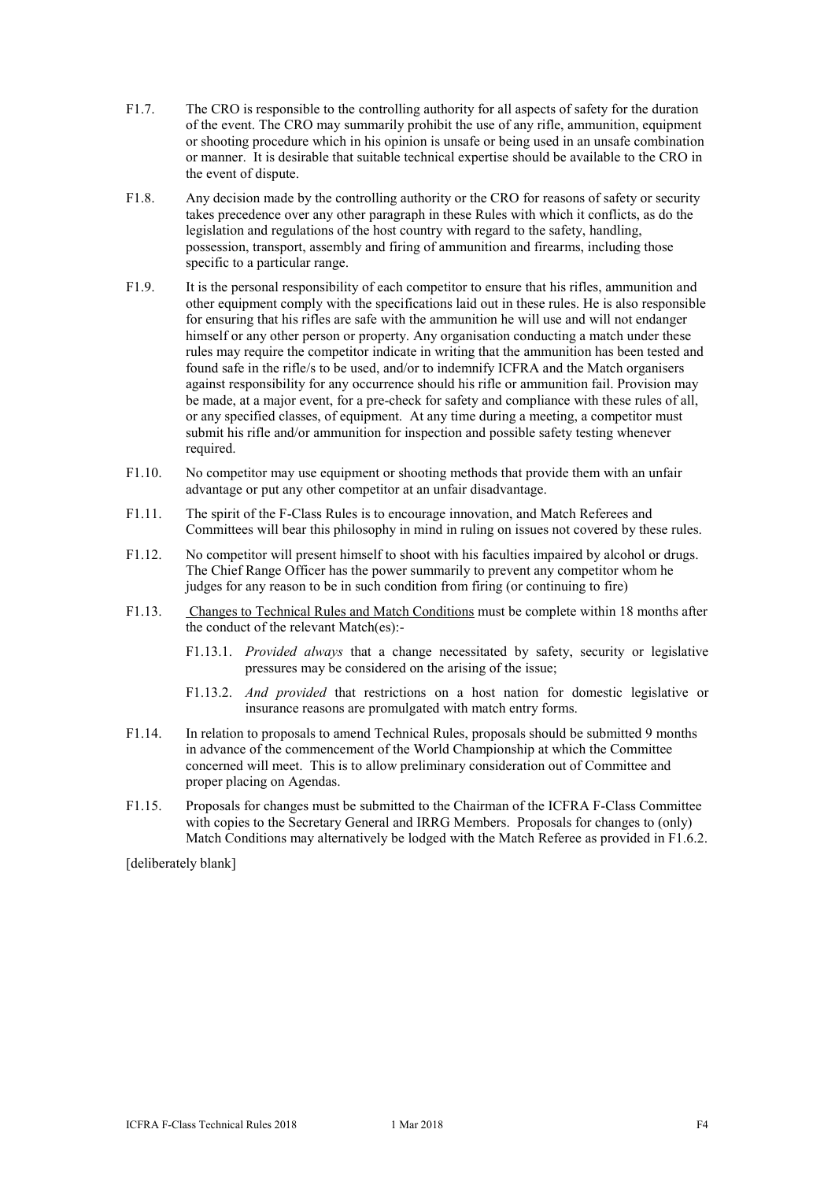F1.7. The CRO is responsible to the controlling authority for all aspects of safety for the duration of the event. The CRO may summarily prohibit the use of any rifle, ammunition, equipment or shooting procedure which in his opinion is unsafe or being used in an unsafe combination or manner. It is desirable that suitable technical expertise should be available to the CRO in the event of dispute.

F1.8. Any decision made by the controlling authority or the CRO for reasons of safety or security takes precedence over any other paragraph in these Rules with which it conflicts, as do the legislation and regulations of the host country with regard to the safety, handling, possession, transport, assembly and firing of ammunition and firearms, including those specific to a particular range.

F1.9. It is the personal responsibility of each competitor to ensure that his rifles, ammunition and other equipment comply with the specifications laid out in these rules. He is also responsible for ensuring that his rifles are safe with the ammunition he will use and will not endanger himself or any other person or property. Any organisation conducting a match under these rules may require the competitor indicate in writing that the ammunition has been tested and found safe in the rifle/s to be used, and/or to indemnify ICFRA and the Match organisers against responsibility for any occurrence should his rifle or ammunition fail. Provision may be made, at a major event, for a pre-check for safety and compliance with these rules of all, or any specified classes, of equipment. At any time during a meeting, a competitor must submit his rifle and/or ammunition for inspection and possible safety testing whenever required.

F1.10. No competitor may use equipment or shooting methods that provide them with an unfair advantage or put any other competitor at an unfair disadvantage.

F1.11. The spirit of the F-Class Rules is to encourage innovation, and Match Referees and Committees will bear this philosophy in mind in ruling on issues not covered by these rules.

F1.12. No competitor will present himself to shoot with his faculties impaired by alcohol or drugs. The Chief Range Officer has the power summarily to prevent any competitor whom he judges for any reason to be in such condition from firing (or continuing to fire)

F1.13. <u>Changes to Technical Rules and Match Conditions</u> must be complete within 18 months after the conduct of the relevant Match(es):-

- F1.13.1. *Provided always* that a change necessitated by safety, security or legislative pressures may be considered on the arising of the issue;
- F1.13.2. *And provided* that restrictions on a host nation for domestic legislative or insurance reasons are promulgated with match entry forms.

F1.14. In relation to proposals to amend Technical Rules, proposals should be submitted 9 months in advance of the commencement of the World Championship at which the Committee concerned will meet. This is to allow preliminary consideration out of Committee and proper placing on Agendas.

F1.15. Proposals for changes must be submitted to the Chairman of the ICFRA F-Class Committee with copies to the Secretary General and IRRG Members. Proposals for changes to (only) Match Conditions may alternatively be lodged with the Match Referee as provided in F1.6.2.

[deliberately blank]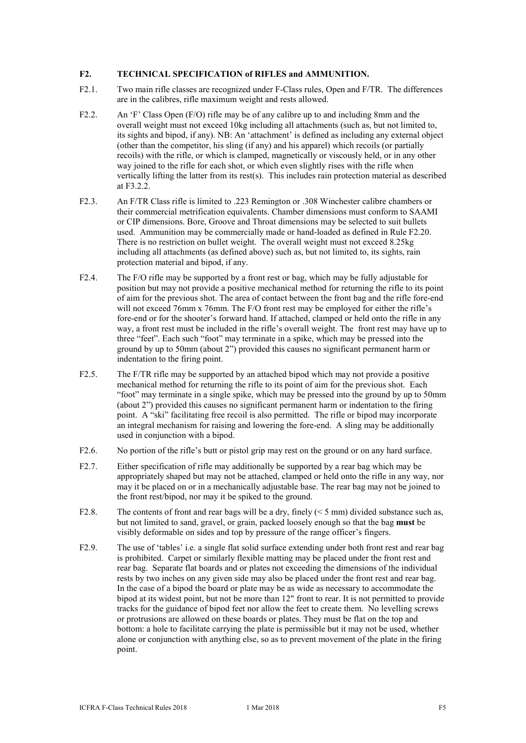## F2. TECHNICAL SPECIFICATION of RIFLES and AMMUNITION.

F2.1. Two main rifle classes are recognized under F-Class rules, Open and F/TR. The differences are in the calibres, rifle maximum weight and rests allowed.

F2.2. An 'F' Class Open (F/O) rifle may be of any calibre up to and including 8mm and the overall weight must not exceed 10kg including all attachments (such as, but not limited to, its sights and bipod, if any). NB: An 'attachment' is defined as including any external object (other than the competitor, his sling (if any) and his apparel) which recoils (or partially recoils) with the rifle, or which is clamped, magnetically or viscously held, or in any other way joined to the rifle for each shot, or which even slightly rises with the rifle when vertically lifting the latter from its rest(s). This includes rain protection material as described at F3.2.2.

F2.3. An F/TR Class rifle is limited to .223 Remington or .308 Winchester calibre chambers or their commercial metrification equivalents. Chamber dimensions must conform to SAAMI or CIP dimensions. Bore, Groove and Throat dimensions may be selected to suit bullets used. Ammunition may be commercially made or hand-loaded as defined in Rule F2.20. There is no restriction on bullet weight. The overall weight must not exceed 8.25kg including all attachments (as defined above) such as, but not limited to, its sights, rain protection material and bipod, if any.

F2.4. The F/O rifle may be supported by a front rest or bag, which may be fully adjustable for position but may not provide a positive mechanical method for returning the rifle to its point of aim for the previous shot. The area of contact between the front bag and the rifle fore-end will not exceed 76mm x 76mm. The F/O front rest may be employed for either the rifle's fore-end or for the shooter's forward hand. If attached, clamped or held onto the rifle in any way, a front rest must be included in the rifle's overall weight. The front rest may have up to three "feet". Each such "foot" may terminate in a spike, which may be pressed into the ground by up to 50mm (about 2") provided this causes no significant permanent harm or indentation to the firing point.

F2.5. The F/TR rifle may be supported by an attached bipod which may not provide a positive mechanical method for returning the rifle to its point of aim for the previous shot. Each "foot" may terminate in a single spike, which may be pressed into the ground by up to 50mm (about 2") provided this causes no significant permanent harm or indentation to the firing point. A "ski" facilitating free recoil is also permitted. The rifle or bipod may incorporate an integral mechanism for raising and lowering the fore-end. A sling may be additionally used in conjunction with a bipod.

F2.6. No portion of the rifle's butt or pistol grip may rest on the ground or on any hard surface.

F2.7. Either specification of rifle may additionally be supported by a rear bag which may be appropriately shaped but may not be attached, clamped or held onto the rifle in any way, nor may it be placed on or in a mechanically adjustable base. The rear bag may not be joined to the front rest/bipod, nor may it be spiked to the ground.

F2.8. The contents of front and rear bags will be a dry, finely (< 5 mm) divided substance such as, but not limited to sand, gravel, or grain, packed loosely enough so that the bag **must** be visibly deformable on sides and top by pressure of the range officer's fingers.

F2.9. The use of 'tables' i.e. a single flat solid surface extending under both front rest and rear bag is prohibited. Carpet or similarly flexible matting may be placed under the front rest and rear bag. Separate flat boards and or plates not exceeding the dimensions of the individual rests by two inches on any given side may also be placed under the front rest and rear bag. In the case of a bipod the board or plate may be as wide as necessary to accommodate the bipod at its widest point, but not be more than 12" front to rear. It is not permitted to provide tracks for the guidance of bipod feet nor allow the feet to create them. No levelling screws or protrusions are allowed on these boards or plates. They must be flat on the top and bottom: a hole to facilitate carrying the plate is permissible but it may not be used, whether alone or conjunction with anything else, so as to prevent movement of the plate in the firing point.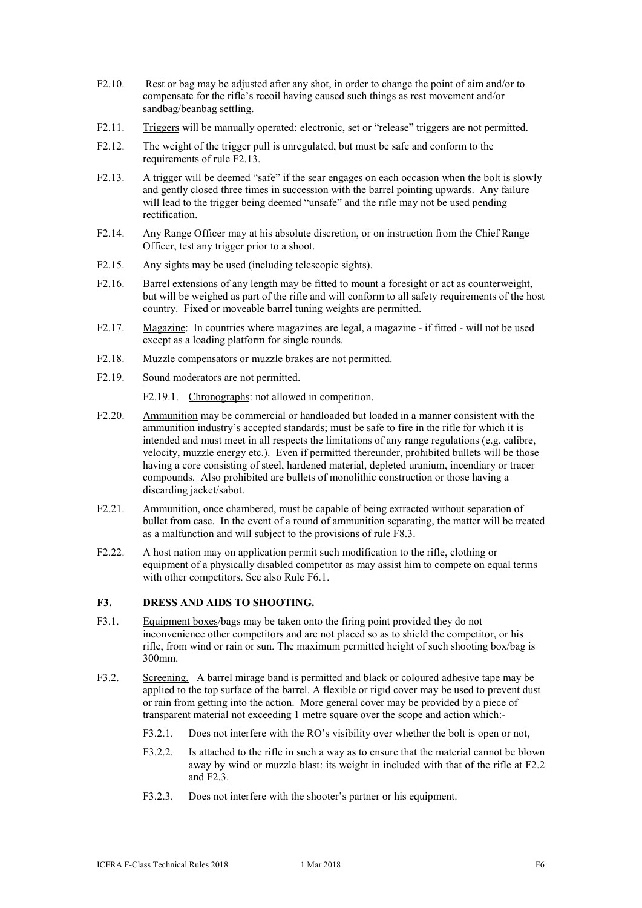F2.10. Rest or bag may be adjusted after any shot, in order to change the point of aim and/or to compensate for the rifle's recoil having caused such things as rest movement and/or sandbag/beanbag settling.

F2.11. Triggers will be manually operated: electronic, set or "release" triggers are not permitted.

F2.12. The weight of the trigger pull is unregulated, but must be safe and conform to the requirements of rule F2.13.

F2.13. A trigger will be deemed "safe" if the sear engages on each occasion when the bolt is slowly and gently closed three times in succession with the barrel pointing upwards. Any failure will lead to the trigger being deemed "unsafe" and the rifle may not be used pending rectification.

F2.14. Any Range Officer may at his absolute discretion, or on instruction from the Chief Range Officer, test any trigger prior to a shoot.

F2.15. Any sights may be used (including telescopic sights).

F2.16. Barrel extensions of any length may be fitted to mount a foresight or act as counterweight, but will be weighed as part of the rifle and will conform to all safety requirements of the host country. Fixed or moveable barrel tuning weights are permitted.

F2.17. Magazine: In countries where magazines are legal, a magazine - if fitted - will not be used except as a loading platform for single rounds.

F2.18. Muzzle compensators or muzzle brakes are not permitted.

F2.19. Sound moderators are not permitted.

F2.19.1. Chronographs: not allowed in competition.

F2.20. Ammunition may be commercial or handloaded but loaded in a manner consistent with the ammunition industry's accepted standards; must be safe to fire in the rifle for which it is intended and must meet in all respects the limitations of any range regulations (e.g. calibre, velocity, muzzle energy etc.). Even if permitted thereunder, prohibited bullets will be those having a core consisting of steel, hardened material, depleted uranium, incendiary or tracer compounds. Also prohibited are bullets of monolithic construction or those having a discarding jacket/sabot.

F2.21. Ammunition, once chambered, must be capable of being extracted without separation of bullet from case. In the event of a round of ammunition separating, the matter will be treated as a malfunction and will subject to the provisions of rule F8.3.

F2.22. A host nation may on application permit such modification to the rifle, clothing or equipment of a physically disabled competitor as may assist him to compete on equal terms with other competitors. See also Rule F6.1.

## F3. DRESS AND AIDS TO SHOOTING.

F3.1. Equipment boxes/bags may be taken onto the firing point provided they do not inconvenience other competitors and are not placed so as to shield the competitor, or his rifle, from wind or rain or sun. The maximum permitted height of such shooting box/bag is 300mm.

F3.2. Screening. A barrel mirage band is permitted and black or coloured adhesive tape may be applied to the top surface of the barrel. A flexible or rigid cover may be used to prevent dust or rain from getting into the action. More general cover may be provided by a piece of transparent material not exceeding 1 metre square over the scope and action which:-

F3.2.1. Does not interfere with the RO's visibility over whether the bolt is open or not,

F3.2.2. Is attached to the rifle in such a way as to ensure that the material cannot be blown away by wind or muzzle blast: its weight in included with that of the rifle at F2.2 and F2.3.

F3.2.3. Does not interfere with the shooter's partner or his equipment.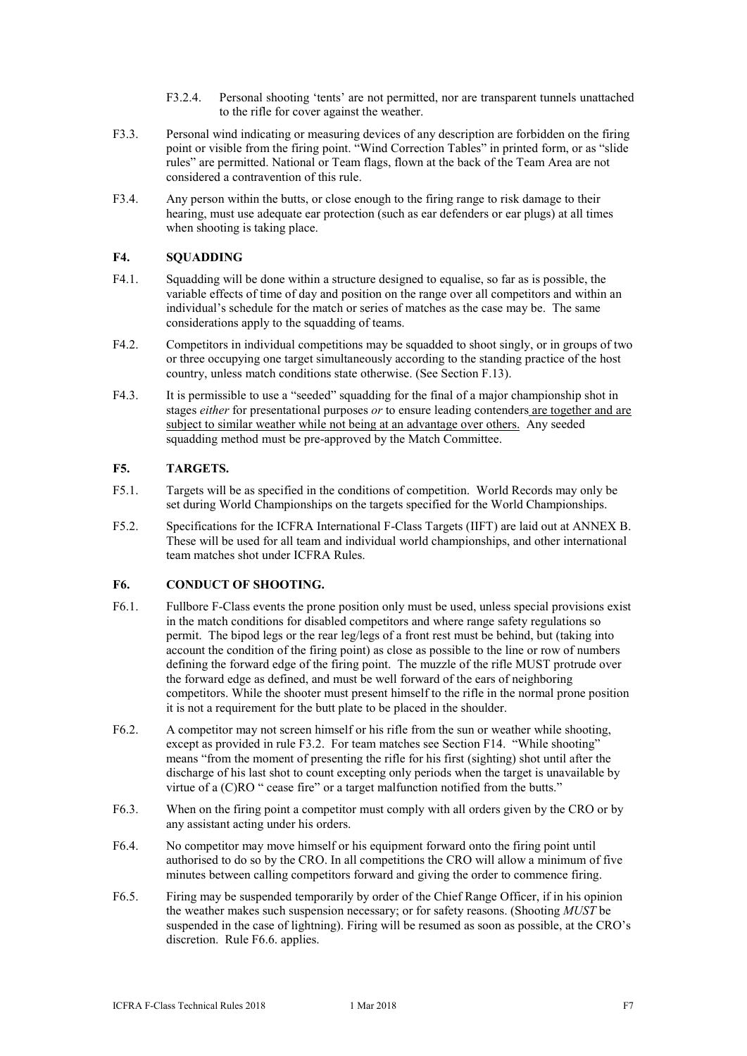F3.2.4. Personal shooting 'tents' are not permitted, nor are transparent tunnels unattached to the rifle for cover against the weather.

F3.3. Personal wind indicating or measuring devices of any description are forbidden on the firing point or visible from the firing point. "Wind Correction Tables" in printed form, or as "slide rules" are permitted. National or Team flags, flown at the back of the Team Area are not considered a contravention of this rule.

F3.4. Any person within the butts, or close enough to the firing range to risk damage to their hearing, must use adequate ear protection (such as ear defenders or ear plugs) at all times when shooting is taking place.

## F4. SQUADDING

F4.1. Squadding will be done within a structure designed to equalise, so far as is possible, the variable effects of time of day and position on the range over all competitors and within an individual's schedule for the match or series of matches as the case may be. The same considerations apply to the squadding of teams.

F4.2. Competitors in individual competitions may be squadded to shoot singly, or in groups of two or three occupying one target simultaneously according to the standing practice of the host country, unless match conditions state otherwise. (See Section F.13).

F4.3. It is permissible to use a "seeded" squadding for the final of a major championship shot in stages *either* for presentational purposes *or* to ensure leading contenders are together and are subject to similar weather while not being at an advantage over others. Any seeded squadding method must be pre-approved by the Match Committee.

## F5. TARGETS.

F5.1. Targets will be as specified in the conditions of competition. World Records may only be set during World Championships on the targets specified for the World Championships.

F5.2. Specifications for the ICFRA International F-Class Targets (IIFT) are laid out at ANNEX B. These will be used for all team and individual world championships, and other international team matches shot under ICFRA Rules.

## F6. CONDUCT OF SHOOTING.

F6.1. Fullbore F-Class events the prone position only must be used, unless special provisions exist in the match conditions for disabled competitors and where range safety regulations so permit. The bipod legs or the rear leg/legs of a front rest must be behind, but (taking into account the condition of the firing point) as close as possible to the line or row of numbers defining the forward edge of the firing point. The muzzle of the rifle MUST protrude over the forward edge as defined, and must be well forward of the ears of neighboring competitors. While the shooter must present himself to the rifle in the normal prone position it is not a requirement for the butt plate to be placed in the shoulder.

F6.2. A competitor may not screen himself or his rifle from the sun or weather while shooting, except as provided in rule F3.2. For team matches see Section F14. "While shooting" means "from the moment of presenting the rifle for his first (sighting) shot until after the discharge of his last shot to count excepting only periods when the target is unavailable by virtue of a (C)RO " cease fire" or a target malfunction notified from the butts."

F6.3. When on the firing point a competitor must comply with all orders given by the CRO or by any assistant acting under his orders.

F6.4. No competitor may move himself or his equipment forward onto the firing point until authorised to do so by the CRO. In all competitions the CRO will allow a minimum of five minutes between calling competitors forward and giving the order to commence firing.

F6.5. Firing may be suspended temporarily by order of the Chief Range Officer, if in his opinion the weather makes such suspension necessary; or for safety reasons. (Shooting *MUST* be suspended in the case of lightning). Firing will be resumed as soon as possible, at the CRO's discretion. Rule F6.6. applies.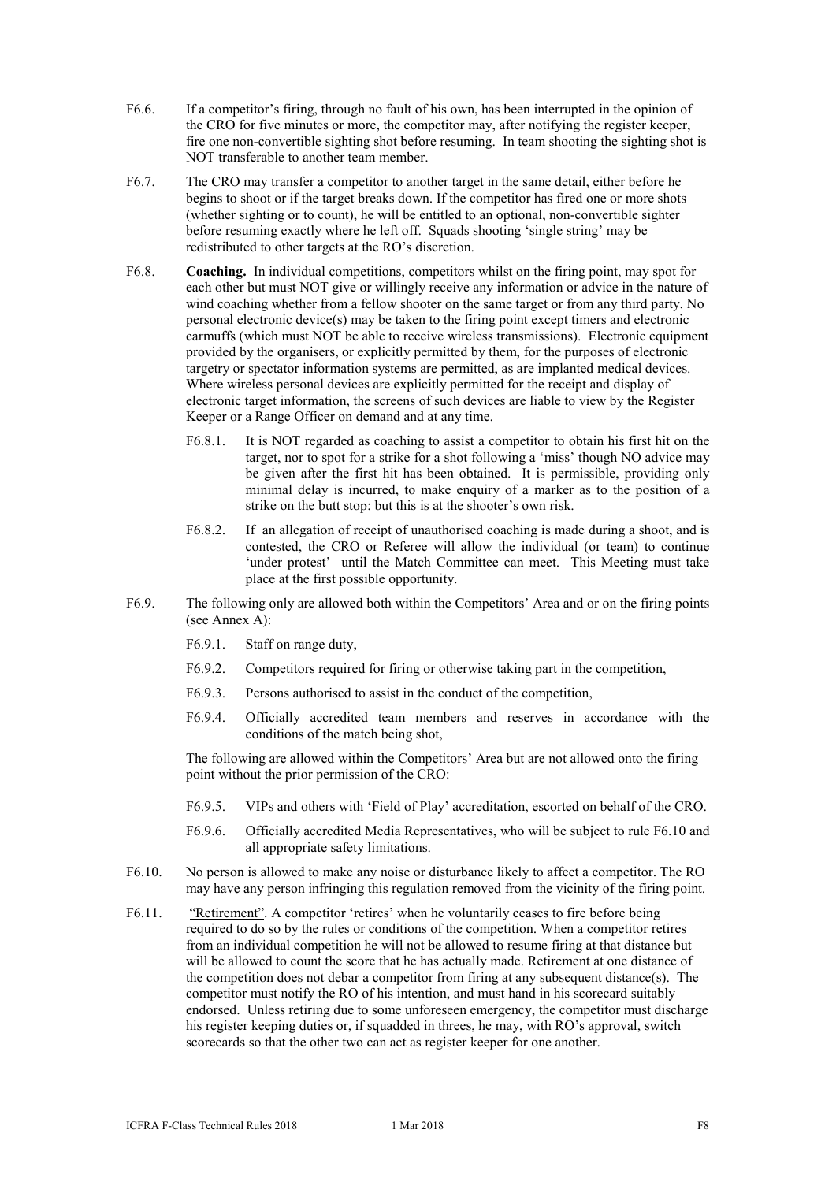F6.6. If a competitor's firing, through no fault of his own, has been interrupted in the opinion of the CRO for five minutes or more, the competitor may, after notifying the register keeper, fire one non-convertible sighting shot before resuming. In team shooting the sighting shot is NOT transferable to another team member.

F6.7. The CRO may transfer a competitor to another target in the same detail, either before he begins to shoot or if the target breaks down. If the competitor has fired one or more shots (whether sighting or to count), he will be entitled to an optional, non-convertible sighter before resuming exactly where he left off. Squads shooting 'single string' may be redistributed to other targets at the RO's discretion.

F6.8. **Coaching.** In individual competitions, competitors whilst on the firing point, may spot for each other but must NOT give or willingly receive any information or advice in the nature of wind coaching whether from a fellow shooter on the same target or from any third party. No personal electronic device(s) may be taken to the firing point except timers and electronic earmuffs (which must NOT be able to receive wireless transmissions). Electronic equipment provided by the organisers, or explicitly permitted by them, for the purposes of electronic targetry or spectator information systems are permitted, as are implanted medical devices. Where wireless personal devices are explicitly permitted for the receipt and display of electronic target information, the screens of such devices are liable to view by the Register Keeper or a Range Officer on demand and at any time.

- F6.8.1. It is NOT regarded as coaching to assist a competitor to obtain his first hit on the target, nor to spot for a strike for a shot following a 'miss' though NO advice may be given after the first hit has been obtained. It is permissible, providing only minimal delay is incurred, to make enquiry of a marker as to the position of a strike on the butt stop: but this is at the shooter's own risk.
- F6.8.2. If an allegation of receipt of unauthorised coaching is made during a shoot, and is contested, the CRO or Referee will allow the individual (or team) to continue 'under protest' until the Match Committee can meet. This Meeting must take place at the first possible opportunity.

F6.9. The following only are allowed both within the Competitors' Area and or on the firing points (see Annex A):

- F6.9.1. Staff on range duty,
- F6.9.2. Competitors required for firing or otherwise taking part in the competition,
- F6.9.3. Persons authorised to assist in the conduct of the competition,
- F6.9.4. Officially accredited team members and reserves in accordance with the conditions of the match being shot,

The following are allowed within the Competitors' Area but are not allowed onto the firing point without the prior permission of the CRO:

- F6.9.5. VIPs and others with 'Field of Play' accreditation, escorted on behalf of the CRO.
- F6.9.6. Officially accredited Media Representatives, who will be subject to rule F6.10 and all appropriate safety limitations.

F6.10. No person is allowed to make any noise or disturbance likely to affect a competitor. The RO may have any person infringing this regulation removed from the vicinity of the firing point.

F6.11. "Retirement". A competitor 'retires' when he voluntarily ceases to fire before being required to do so by the rules or conditions of the competition. When a competitor retires from an individual competition he will not be allowed to resume firing at that distance but will be allowed to count the score that he has actually made. Retirement at one distance of the competition does not debar a competitor from firing at any subsequent distance(s). The competitor must notify the RO of his intention, and must hand in his scorecard suitably endorsed. Unless retiring due to some unforeseen emergency, the competitor must discharge his register keeping duties or, if squadded in threes, he may, with RO's approval, switch scorecards so that the other two can act as register keeper for one another.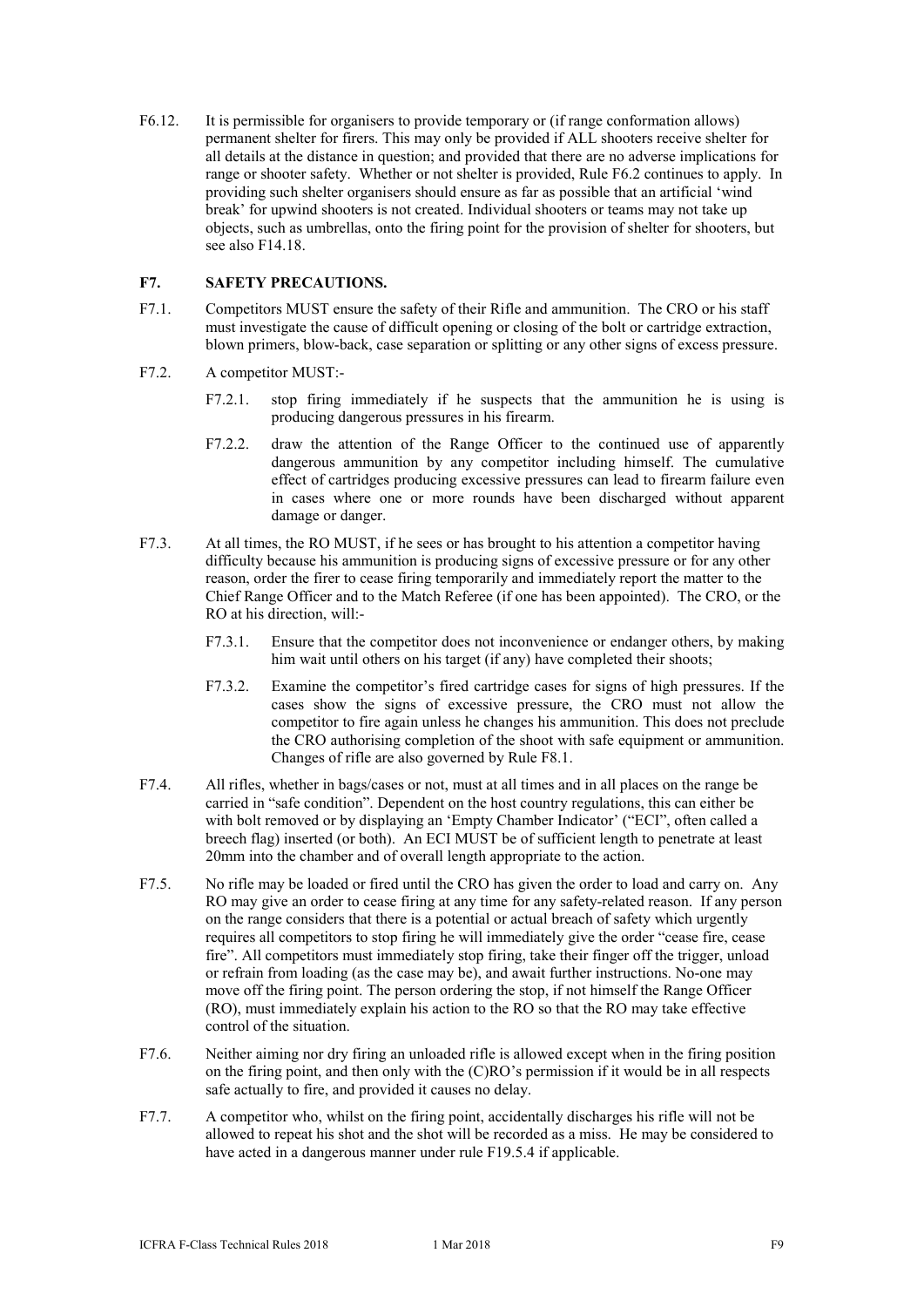F6.12. It is permissible for organisers to provide temporary or (if range conformation allows) permanent shelter for firers. This may only be provided if ALL shooters receive shelter for all details at the distance in question; and provided that there are no adverse implications for range or shooter safety. Whether or not shelter is provided, Rule F6.2 continues to apply. In providing such shelter organisers should ensure as far as possible that an artificial 'wind break' for upwind shooters is not created. Individual shooters or teams may not take up objects, such as umbrellas, onto the firing point for the provision of shelter for shooters, but see also F14.18.

## F7. SAFETY PRECAUTIONS.

F7.1. Competitors MUST ensure the safety of their Rifle and ammunition. The CRO or his staff must investigate the cause of difficult opening or closing of the bolt or cartridge extraction, blown primers, blow-back, case separation or splitting or any other signs of excess pressure.

F7.2. A competitor MUST:-

- F7.2.1. stop firing immediately if he suspects that the ammunition he is using is producing dangerous pressures in his firearm.
- F7.2.2. draw the attention of the Range Officer to the continued use of apparently dangerous ammunition by any competitor including himself. The cumulative effect of cartridges producing excessive pressures can lead to firearm failure even in cases where one or more rounds have been discharged without apparent damage or danger.

F7.3. At all times, the RO MUST, if he sees or has brought to his attention a competitor having difficulty because his ammunition is producing signs of excessive pressure or for any other reason, order the firer to cease firing temporarily and immediately report the matter to the Chief Range Officer and to the Match Referee (if one has been appointed). The CRO, or the RO at his direction, will:-

- F7.3.1. Ensure that the competitor does not inconvenience or endanger others, by making him wait until others on his target (if any) have completed their shoots;
- F7.3.2. Examine the competitor's fired cartridge cases for signs of high pressures. If the cases show the signs of excessive pressure, the CRO must not allow the competitor to fire again unless he changes his ammunition. This does not preclude the CRO authorising completion of the shoot with safe equipment or ammunition. Changes of rifle are also governed by Rule F8.1.

F7.4. All rifles, whether in bags/cases or not, must at all times and in all places on the range be carried in "safe condition". Dependent on the host country regulations, this can either be with bolt removed or by displaying an 'Empty Chamber Indicator' ("ECI", often called a breech flag) inserted (or both). An ECI MUST be of sufficient length to penetrate at least 20mm into the chamber and of overall length appropriate to the action.

F7.5. No rifle may be loaded or fired until the CRO has given the order to load and carry on. Any RO may give an order to cease firing at any time for any safety-related reason. If any person on the range considers that there is a potential or actual breach of safety which urgently requires all competitors to stop firing he will immediately give the order "cease fire, cease fire". All competitors must immediately stop firing, take their finger off the trigger, unload or refrain from loading (as the case may be), and await further instructions. No-one may move off the firing point. The person ordering the stop, if not himself the Range Officer (RO), must immediately explain his action to the RO so that the RO may take effective control of the situation.

F7.6. Neither aiming nor dry firing an unloaded rifle is allowed except when in the firing position on the firing point, and then only with the (C)RO's permission if it would be in all respects safe actually to fire, and provided it causes no delay.

F7.7. A competitor who, whilst on the firing point, accidentally discharges his rifle will not be allowed to repeat his shot and the shot will be recorded as a miss. He may be considered to have acted in a dangerous manner under rule F19.5.4 if applicable.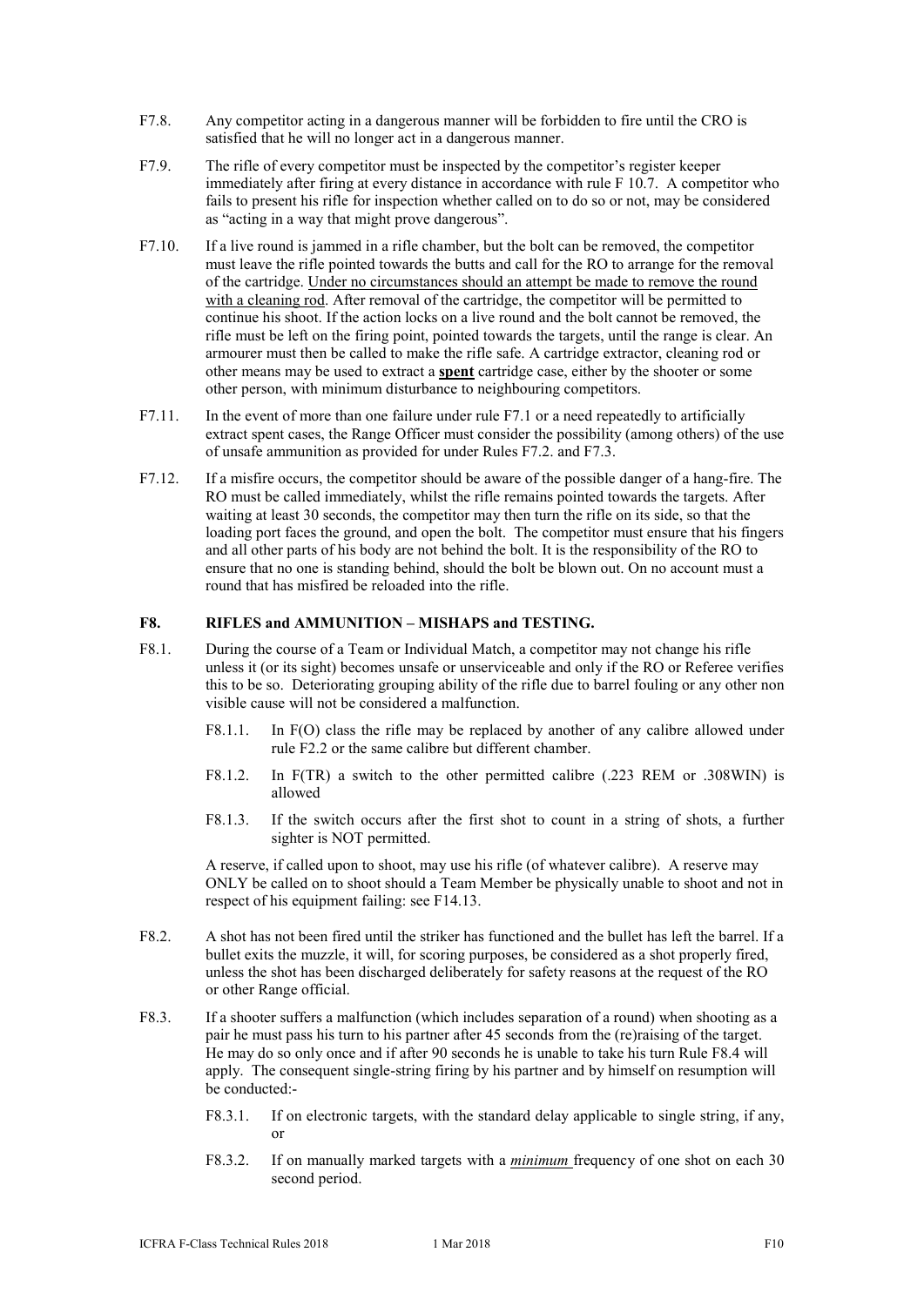F7.8. Any competitor acting in a dangerous manner will be forbidden to fire until the CRO is satisfied that he will no longer act in a dangerous manner.

F7.9. The rifle of every competitor must be inspected by the competitor's register keeper immediately after firing at every distance in accordance with rule F 10.7. A competitor who fails to present his rifle for inspection whether called on to do so or not, may be considered as "acting in a way that might prove dangerous".

F7.10. If a live round is jammed in a rifle chamber, but the bolt can be removed, the competitor must leave the rifle pointed towards the butts and call for the RO to arrange for the removal of the cartridge. <u>Under no circumstances should an attempt be made to remove the round with a cleaning rod</u>. After removal of the cartridge, the competitor will be permitted to continue his shoot. If the action locks on a live round and the bolt cannot be removed, the rifle must be left on the firing point, pointed towards the targets, until the range is clear. An armourer must then be called to make the rifle safe. A cartridge extractor, cleaning rod or other means may be used to extract a <u>**spent**</u> cartridge case, either by the shooter or some other person, with minimum disturbance to neighbouring competitors.

F7.11. In the event of more than one failure under rule F7.1 or a need repeatedly to artificially extract spent cases, the Range Officer must consider the possibility (among others) of the use of unsafe ammunition as provided for under Rules F7.2. and F7.3.

F7.12. If a misfire occurs, the competitor should be aware of the possible danger of a hang-fire. The RO must be called immediately, whilst the rifle remains pointed towards the targets. After waiting at least 30 seconds, the competitor may then turn the rifle on its side, so that the loading port faces the ground, and open the bolt. The competitor must ensure that his fingers and all other parts of his body are not behind the bolt. It is the responsibility of the RO to ensure that no one is standing behind, should the bolt be blown out. On no account must a round that has misfired be reloaded into the rifle.

## F8. RIFLES and AMMUNITION – MISHAPS and TESTING.

F8.1. During the course of a Team or Individual Match, a competitor may not change his rifle unless it (or its sight) becomes unsafe or unserviceable and only if the RO or Referee verifies this to be so. Deteriorating grouping ability of the rifle due to barrel fouling or any other non visible cause will not be considered a malfunction.

F8.1.1. In F(O) class the rifle may be replaced by another of any calibre allowed under rule F2.2 or the same calibre but different chamber.

F8.1.2. In F(TR) a switch to the other permitted calibre (.223 REM or .308WIN) is allowed

F8.1.3. If the switch occurs after the first shot to count in a string of shots, a further sighter is NOT permitted.

A reserve, if called upon to shoot, may use his rifle (of whatever calibre). A reserve may ONLY be called on to shoot should a Team Member be physically unable to shoot and not in respect of his equipment failing: see F14.13.

F8.2. A shot has not been fired until the striker has functioned and the bullet has left the barrel. If a bullet exits the muzzle, it will, for scoring purposes, be considered as a shot properly fired, unless the shot has been discharged deliberately for safety reasons at the request of the RO or other Range official.

F8.3. If a shooter suffers a malfunction (which includes separation of a round) when shooting as a pair he must pass his turn to his partner after 45 seconds from the (re)raising of the target. He may do so only once and if after 90 seconds he is unable to take his turn Rule F8.4 will apply. The consequent single-string firing by his partner and by himself on resumption will be conducted:-

F8.3.1. If on electronic targets, with the standard delay applicable to single string, if any, or

F8.3.2. If on manually marked targets with a <u>***minimum***</u> frequency of one shot on each 30 second period.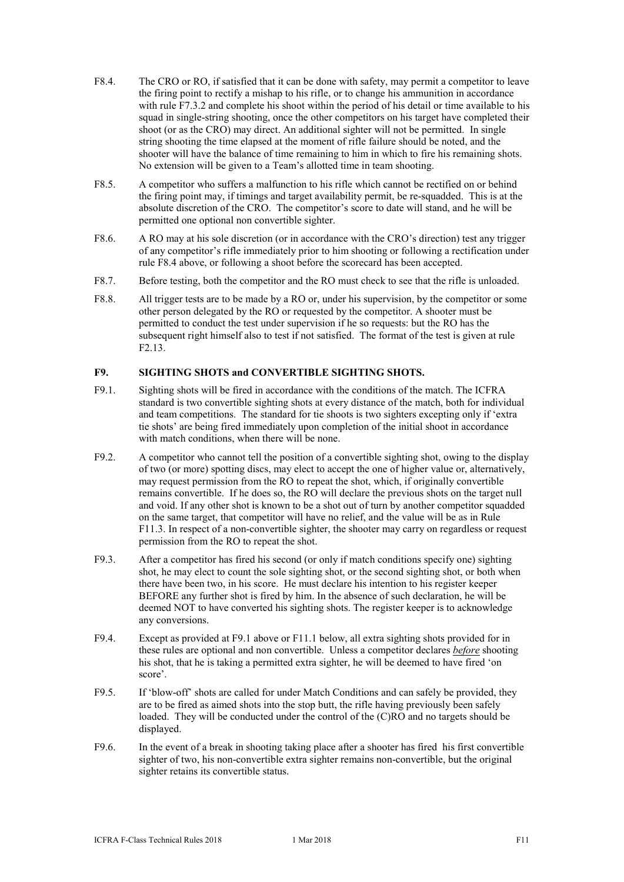F8.4. The CRO or RO, if satisfied that it can be done with safety, may permit a competitor to leave the firing point to rectify a mishap to his rifle, or to change his ammunition in accordance with rule F7.3.2 and complete his shoot within the period of his detail or time available to his squad in single-string shooting, once the other competitors on his target have completed their shoot (or as the CRO) may direct. An additional sighter will not be permitted. In single string shooting the time elapsed at the moment of rifle failure should be noted, and the shooter will have the balance of time remaining to him in which to fire his remaining shots. No extension will be given to a Team's allotted time in team shooting.

F8.5. A competitor who suffers a malfunction to his rifle which cannot be rectified on or behind the firing point may, if timings and target availability permit, be re-squadded. This is at the absolute discretion of the CRO. The competitor's score to date will stand, and he will be permitted one optional non convertible sighter.

F8.6. A RO may at his sole discretion (or in accordance with the CRO's direction) test any trigger of any competitor's rifle immediately prior to him shooting or following a rectification under rule F8.4 above, or following a shoot before the scorecard has been accepted.

F8.7. Before testing, both the competitor and the RO must check to see that the rifle is unloaded.

F8.8. All trigger tests are to be made by a RO or, under his supervision, by the competitor or some other person delegated by the RO or requested by the competitor. A shooter must be permitted to conduct the test under supervision if he so requests: but the RO has the subsequent right himself also to test if not satisfied. The format of the test is given at rule F2.13.

### F9. SIGHTING SHOTS and CONVERTIBLE SIGHTING SHOTS.

F9.1. Sighting shots will be fired in accordance with the conditions of the match. The ICFRA standard is two convertible sighting shots at every distance of the match, both for individual and team competitions. The standard for tie shoots is two sighters excepting only if 'extra tie shots' are being fired immediately upon completion of the initial shoot in accordance with match conditions, when there will be none.

F9.2. A competitor who cannot tell the position of a convertible sighting shot, owing to the display of two (or more) spotting discs, may elect to accept the one of higher value or, alternatively, may request permission from the RO to repeat the shot, which, if originally convertible remains convertible. If he does so, the RO will declare the previous shots on the target null and void. If any other shot is known to be a shot out of turn by another competitor squadded on the same target, that competitor will have no relief, and the value will be as in Rule F11.3. In respect of a non-convertible sighter, the shooter may carry on regardless or request permission from the RO to repeat the shot.

F9.3. After a competitor has fired his second (or only if match conditions specify one) sighting shot, he may elect to count the sole sighting shot, or the second sighting shot, or both when there have been two, in his score. He must declare his intention to his register keeper BEFORE any further shot is fired by him. In the absence of such declaration, he will be deemed NOT to have converted his sighting shots. The register keeper is to acknowledge any conversions.

F9.4. Except as provided at F9.1 above or F11.1 below, all extra sighting shots provided for in these rules are optional and non convertible. Unless a competitor declares ***before*** shooting his shot, that he is taking a permitted extra sighter, he will be deemed to have fired 'on score'.

F9.5. If 'blow-off' shots are called for under Match Conditions and can safely be provided, they are to be fired as aimed shots into the stop butt, the rifle having previously been safely loaded. They will be conducted under the control of the (C)RO and no targets should be displayed.

F9.6. In the event of a break in shooting taking place after a shooter has fired his first convertible sighter of two, his non-convertible extra sighter remains non-convertible, but the original sighter retains its convertible status.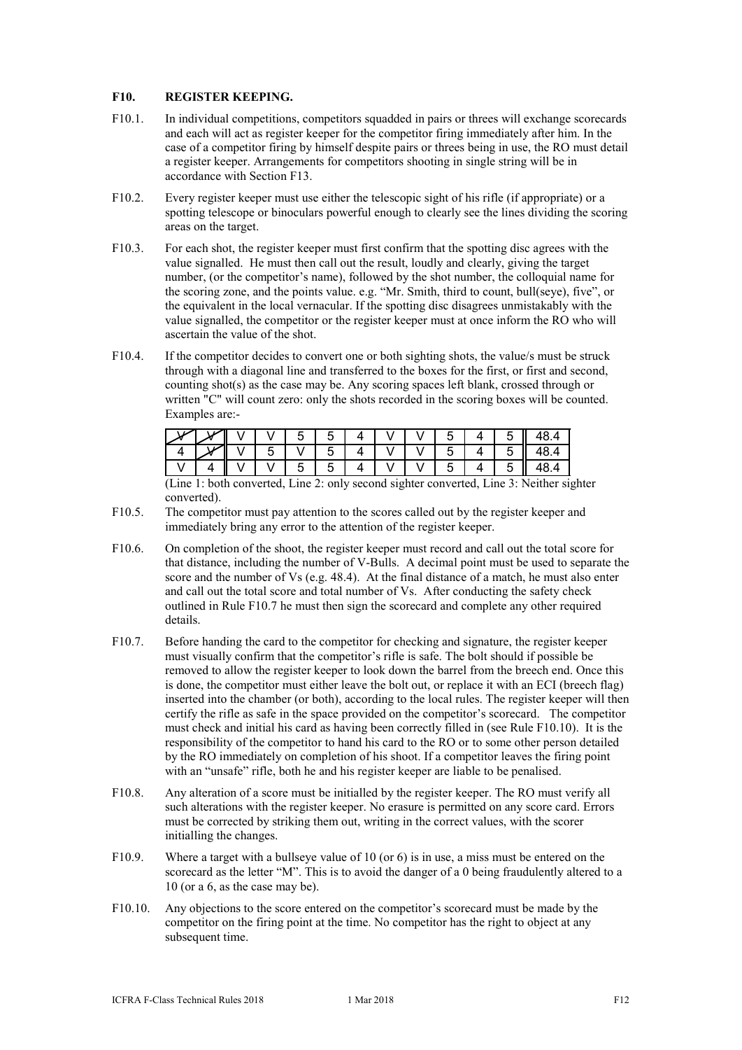### F10. REGISTER KEEPING.

F10.1. In individual competitions, competitors squadded in pairs or threes will exchange scorecards and each will act as register keeper for the competitor firing immediately after him. In the case of a competitor firing by himself despite pairs or threes being in use, the RO must detail a register keeper. Arrangements for competitors shooting in single string will be in accordance with Section F13.

F10.2. Every register keeper must use either the telescopic sight of his rifle (if appropriate) or a spotting telescope or binoculars powerful enough to clearly see the lines dividing the scoring areas on the target.

F10.3. For each shot, the register keeper must first confirm that the spotting disc agrees with the value signalled. He must then call out the result, loudly and clearly, giving the target number, (or the competitor's name), followed by the shot number, the colloquial name for the scoring zone, and the points value. e.g. "Mr. Smith, third to count, bull(seye), five", or the equivalent in the local vernacular. If the spotting disc disagrees unmistakably with the value signalled, the competitor or the register keeper must at once inform the RO who will ascertain the value of the shot.

F10.4. If the competitor decides to convert one or both sighting shots, the value/s must be struck through with a diagonal line and transferred to the boxes for the first, or first and second, counting shot(s) as the case may be. Any scoring spaces left blank, crossed through or written "C" will count zero: only the shots recorded in the scoring boxes will be counted. Examples are:-

| ~~V~~ | ~~V~~ | V | V | 5 | 5 | 4 | V | V | 5 | 4 | 5 | 48.4 |
|---|---|---|---|---|---|---|---|---|---|---|---|---|
| 4 | ~~V~~ | V | 5 | V | 5 | 4 | V | V | 5 | 4 | 5 | 48.4 |
| V | 4 | V | V | 5 | 5 | 4 | V | V | 5 | 4 | 5 | 48.4 |

(Line 1: both converted, Line 2: only second sighter converted, Line 3: Neither sighter converted).

F10.5. The competitor must pay attention to the scores called out by the register keeper and immediately bring any error to the attention of the register keeper.

F10.6. On completion of the shoot, the register keeper must record and call out the total score for that distance, including the number of V-Bulls. A decimal point must be used to separate the score and the number of Vs (e.g. 48.4). At the final distance of a match, he must also enter and call out the total score and total number of Vs. After conducting the safety check outlined in Rule F10.7 he must then sign the scorecard and complete any other required details.

F10.7. Before handing the card to the competitor for checking and signature, the register keeper must visually confirm that the competitor's rifle is safe. The bolt should if possible be removed to allow the register keeper to look down the barrel from the breech end. Once this is done, the competitor must either leave the bolt out, or replace it with an ECI (breech flag) inserted into the chamber (or both), according to the local rules. The register keeper will then certify the rifle as safe in the space provided on the competitor's scorecard. The competitor must check and initial his card as having been correctly filled in (see Rule F10.10). It is the responsibility of the competitor to hand his card to the RO or to some other person detailed by the RO immediately on completion of his shoot. If a competitor leaves the firing point with an "unsafe" rifle, both he and his register keeper are liable to be penalised.

F10.8. Any alteration of a score must be initialled by the register keeper. The RO must verify all such alterations with the register keeper. No erasure is permitted on any score card. Errors must be corrected by striking them out, writing in the correct values, with the scorer initialling the changes.

F10.9. Where a target with a bullseye value of 10 (or 6) is in use, a miss must be entered on the scorecard as the letter "M". This is to avoid the danger of a 0 being fraudulently altered to a 10 (or a 6, as the case may be).

F10.10. Any objections to the score entered on the competitor's scorecard must be made by the competitor on the firing point at the time. No competitor has the right to object at any subsequent time.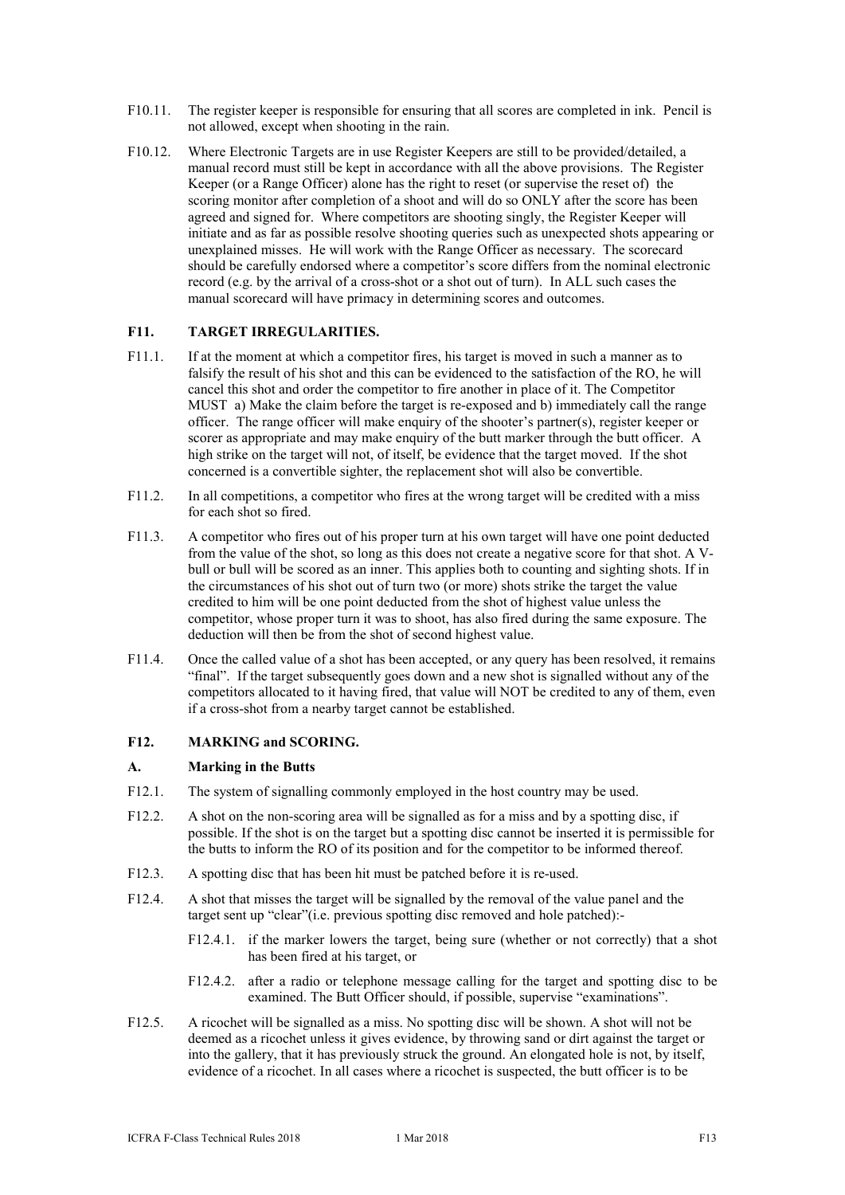F10.11. The register keeper is responsible for ensuring that all scores are completed in ink. Pencil is not allowed, except when shooting in the rain.

F10.12. Where Electronic Targets are in use Register Keepers are still to be provided/detailed, a manual record must still be kept in accordance with all the above provisions. The Register Keeper (or a Range Officer) alone has the right to reset (or supervise the reset of) the scoring monitor after completion of a shoot and will do so ONLY after the score has been agreed and signed for. Where competitors are shooting singly, the Register Keeper will initiate and as far as possible resolve shooting queries such as unexpected shots appearing or unexplained misses. He will work with the Range Officer as necessary. The scorecard should be carefully endorsed where a competitor's score differs from the nominal electronic record (e.g. by the arrival of a cross-shot or a shot out of turn). In ALL such cases the manual scorecard will have primacy in determining scores and outcomes.

## F11. TARGET IRREGULARITIES.

F11.1. If at the moment at which a competitor fires, his target is moved in such a manner as to falsify the result of his shot and this can be evidenced to the satisfaction of the RO, he will cancel this shot and order the competitor to fire another in place of it. The Competitor MUST a) Make the claim before the target is re-exposed and b) immediately call the range officer. The range officer will make enquiry of the shooter's partner(s), register keeper or scorer as appropriate and may make enquiry of the butt marker through the butt officer. A high strike on the target will not, of itself, be evidence that the target moved. If the shot concerned is a convertible sighter, the replacement shot will also be convertible.

F11.2. In all competitions, a competitor who fires at the wrong target will be credited with a miss for each shot so fired.

F11.3. A competitor who fires out of his proper turn at his own target will have one point deducted from the value of the shot, so long as this does not create a negative score for that shot. A V-bull or bull will be scored as an inner. This applies both to counting and sighting shots. If in the circumstances of his shot out of turn two (or more) shots strike the target the value credited to him will be one point deducted from the shot of highest value unless the competitor, whose proper turn it was to shoot, has also fired during the same exposure. The deduction will then be from the shot of second highest value.

F11.4. Once the called value of a shot has been accepted, or any query has been resolved, it remains "final". If the target subsequently goes down and a new shot is signalled without any of the competitors allocated to it having fired, that value will NOT be credited to any of them, even if a cross-shot from a nearby target cannot be established.

## F12. MARKING and SCORING.

### A. Marking in the Butts

F12.1. The system of signalling commonly employed in the host country may be used.

F12.2. A shot on the non-scoring area will be signalled as for a miss and by a spotting disc, if possible. If the shot is on the target but a spotting disc cannot be inserted it is permissible for the butts to inform the RO of its position and for the competitor to be informed thereof.

F12.3. A spotting disc that has been hit must be patched before it is re-used.

F12.4. A shot that misses the target will be signalled by the removal of the value panel and the target sent up "clear"(i.e. previous spotting disc removed and hole patched):-

- F12.4.1. if the marker lowers the target, being sure (whether or not correctly) that a shot has been fired at his target, or
- F12.4.2. after a radio or telephone message calling for the target and spotting disc to be examined. The Butt Officer should, if possible, supervise "examinations".

F12.5. A ricochet will be signalled as a miss. No spotting disc will be shown. A shot will not be deemed as a ricochet unless it gives evidence, by throwing sand or dirt against the target or into the gallery, that it has previously struck the ground. An elongated hole is not, by itself, evidence of a ricochet. In all cases where a ricochet is suspected, the butt officer is to be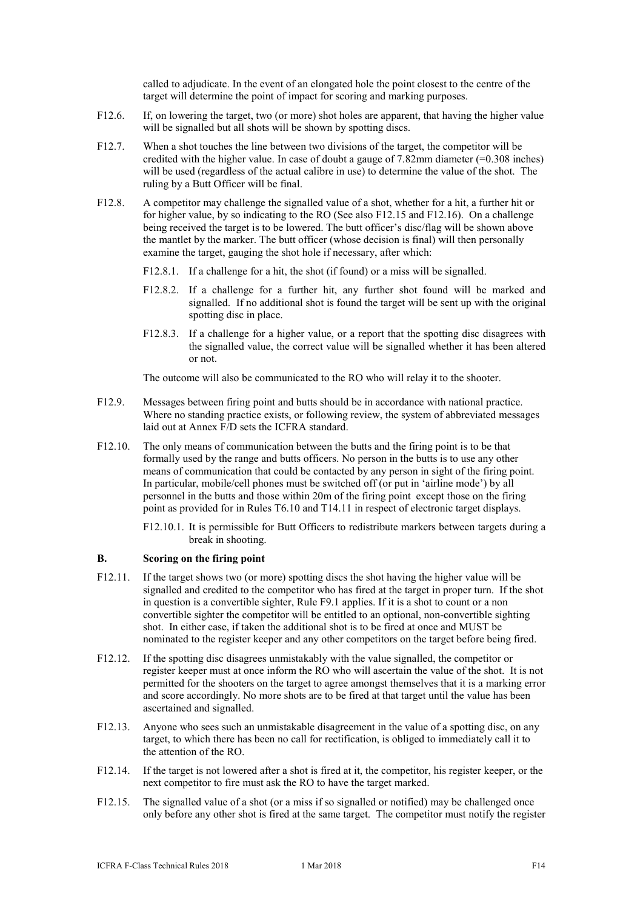called to adjudicate. In the event of an elongated hole the point closest to the centre of the target will determine the point of impact for scoring and marking purposes.

F12.6. If, on lowering the target, two (or more) shot holes are apparent, that having the higher value will be signalled but all shots will be shown by spotting discs.

F12.7. When a shot touches the line between two divisions of the target, the competitor will be credited with the higher value. In case of doubt a gauge of 7.82mm diameter (=0.308 inches) will be used (regardless of the actual calibre in use) to determine the value of the shot. The ruling by a Butt Officer will be final.

F12.8. A competitor may challenge the signalled value of a shot, whether for a hit, a further hit or for higher value, by so indicating to the RO (See also F12.15 and F12.16). On a challenge being received the target is to be lowered. The butt officer's disc/flag will be shown above the mantlet by the marker. The butt officer (whose decision is final) will then personally examine the target, gauging the shot hole if necessary, after which:

F12.8.1. If a challenge for a hit, the shot (if found) or a miss will be signalled.

F12.8.2. If a challenge for a further hit, any further shot found will be marked and signalled. If no additional shot is found the target will be sent up with the original spotting disc in place.

F12.8.3. If a challenge for a higher value, or a report that the spotting disc disagrees with the signalled value, the correct value will be signalled whether it has been altered or not.

The outcome will also be communicated to the RO who will relay it to the shooter.

F12.9. Messages between firing point and butts should be in accordance with national practice. Where no standing practice exists, or following review, the system of abbreviated messages laid out at Annex F/D sets the ICFRA standard.

F12.10. The only means of communication between the butts and the firing point is to be that formally used by the range and butts officers. No person in the butts is to use any other means of communication that could be contacted by any person in sight of the firing point. In particular, mobile/cell phones must be switched off (or put in 'airline mode') by all personnel in the butts and those within 20m of the firing point except those on the firing point as provided for in Rules T6.10 and T14.11 in respect of electronic target displays.

F12.10.1. It is permissible for Butt Officers to redistribute markers between targets during a break in shooting.

## B. Scoring on the firing point

F12.11. If the target shows two (or more) spotting discs the shot having the higher value will be signalled and credited to the competitor who has fired at the target in proper turn. If the shot in question is a convertible sighter, Rule F9.1 applies. If it is a shot to count or a non convertible sighter the competitor will be entitled to an optional, non-convertible sighting shot. In either case, if taken the additional shot is to be fired at once and MUST be nominated to the register keeper and any other competitors on the target before being fired.

F12.12. If the spotting disc disagrees unmistakably with the value signalled, the competitor or register keeper must at once inform the RO who will ascertain the value of the shot. It is not permitted for the shooters on the target to agree amongst themselves that it is a marking error and score accordingly. No more shots are to be fired at that target until the value has been ascertained and signalled.

F12.13. Anyone who sees such an unmistakable disagreement in the value of a spotting disc, on any target, to which there has been no call for rectification, is obliged to immediately call it to the attention of the RO.

F12.14. If the target is not lowered after a shot is fired at it, the competitor, his register keeper, or the next competitor to fire must ask the RO to have the target marked.

F12.15. The signalled value of a shot (or a miss if so signalled or notified) may be challenged once only before any other shot is fired at the same target. The competitor must notify the register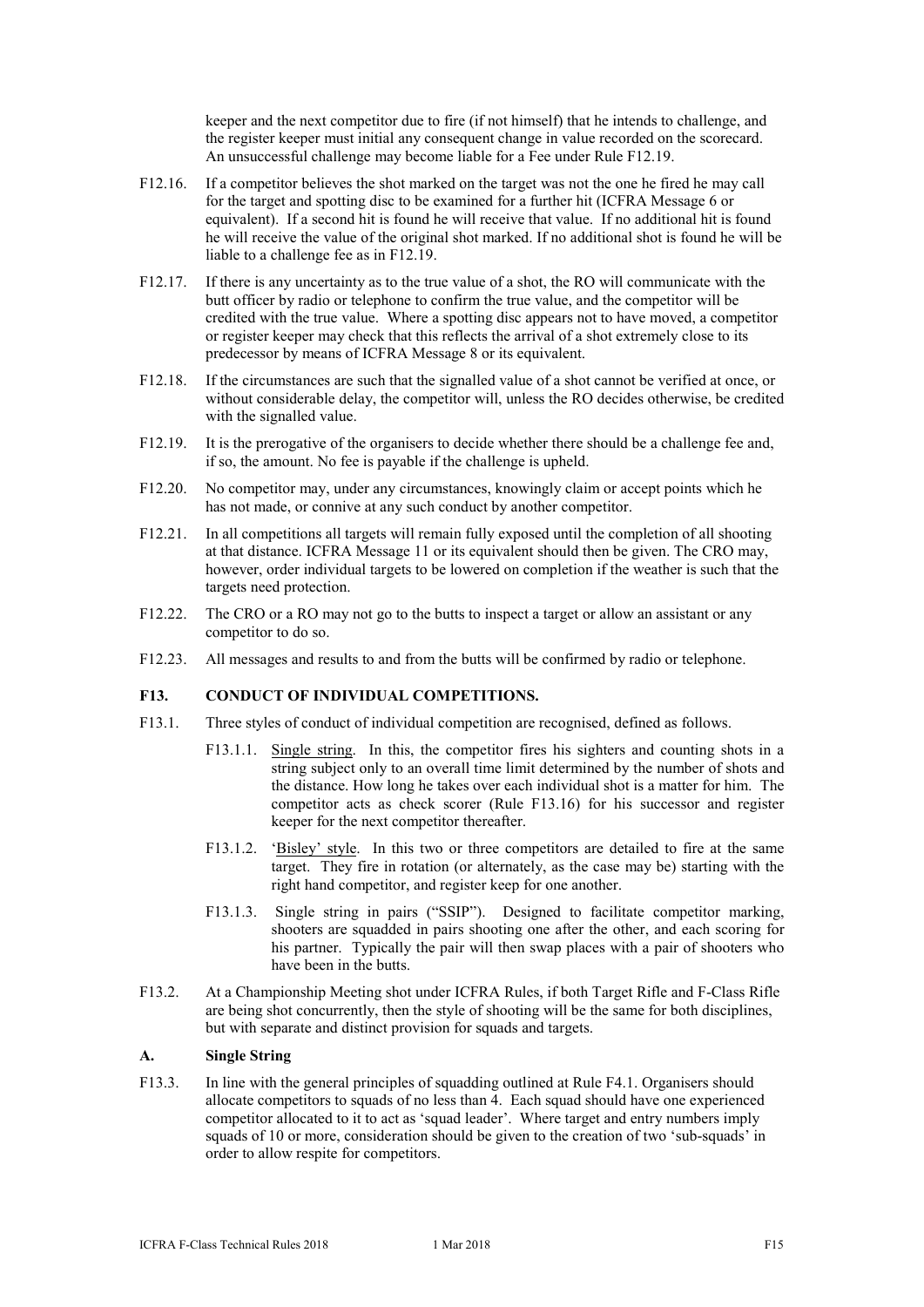keeper and the next competitor due to fire (if not himself) that he intends to challenge, and the register keeper must initial any consequent change in value recorded on the scorecard. An unsuccessful challenge may become liable for a Fee under Rule F12.19.

F12.16. If a competitor believes the shot marked on the target was not the one he fired he may call for the target and spotting disc to be examined for a further hit (ICFRA Message 6 or equivalent). If a second hit is found he will receive that value. If no additional hit is found he will receive the value of the original shot marked. If no additional shot is found he will be liable to a challenge fee as in F12.19.

F12.17. If there is any uncertainty as to the true value of a shot, the RO will communicate with the butt officer by radio or telephone to confirm the true value, and the competitor will be credited with the true value. Where a spotting disc appears not to have moved, a competitor or register keeper may check that this reflects the arrival of a shot extremely close to its predecessor by means of ICFRA Message 8 or its equivalent.

F12.18. If the circumstances are such that the signalled value of a shot cannot be verified at once, or without considerable delay, the competitor will, unless the RO decides otherwise, be credited with the signalled value.

F12.19. It is the prerogative of the organisers to decide whether there should be a challenge fee and, if so, the amount. No fee is payable if the challenge is upheld.

F12.20. No competitor may, under any circumstances, knowingly claim or accept points which he has not made, or connive at any such conduct by another competitor.

F12.21. In all competitions all targets will remain fully exposed until the completion of all shooting at that distance. ICFRA Message 11 or its equivalent should then be given. The CRO may, however, order individual targets to be lowered on completion if the weather is such that the targets need protection.

F12.22. The CRO or a RO may not go to the butts to inspect a target or allow an assistant or any competitor to do so.

F12.23. All messages and results to and from the butts will be confirmed by radio or telephone.

## F13. CONDUCT OF INDIVIDUAL COMPETITIONS.

F13.1. Three styles of conduct of individual competition are recognised, defined as follows.

F13.1.1. Single string. In this, the competitor fires his sighters and counting shots in a string subject only to an overall time limit determined by the number of shots and the distance. How long he takes over each individual shot is a matter for him. The competitor acts as check scorer (Rule F13.16) for his successor and register keeper for the next competitor thereafter.

F13.1.2. 'Bisley' style. In this two or three competitors are detailed to fire at the same target. They fire in rotation (or alternately, as the case may be) starting with the right hand competitor, and register keep for one another.

F13.1.3. Single string in pairs ("SSIP"). Designed to facilitate competitor marking, shooters are squadded in pairs shooting one after the other, and each scoring for his partner. Typically the pair will then swap places with a pair of shooters who have been in the butts.

F13.2. At a Championship Meeting shot under ICFRA Rules, if both Target Rifle and F-Class Rifle are being shot concurrently, then the style of shooting will be the same for both disciplines, but with separate and distinct provision for squads and targets.

### A. Single String

F13.3. In line with the general principles of squadding outlined at Rule F4.1. Organisers should allocate competitors to squads of no less than 4. Each squad should have one experienced competitor allocated to it to act as 'squad leader'. Where target and entry numbers imply squads of 10 or more, consideration should be given to the creation of two 'sub-squads' in order to allow respite for competitors.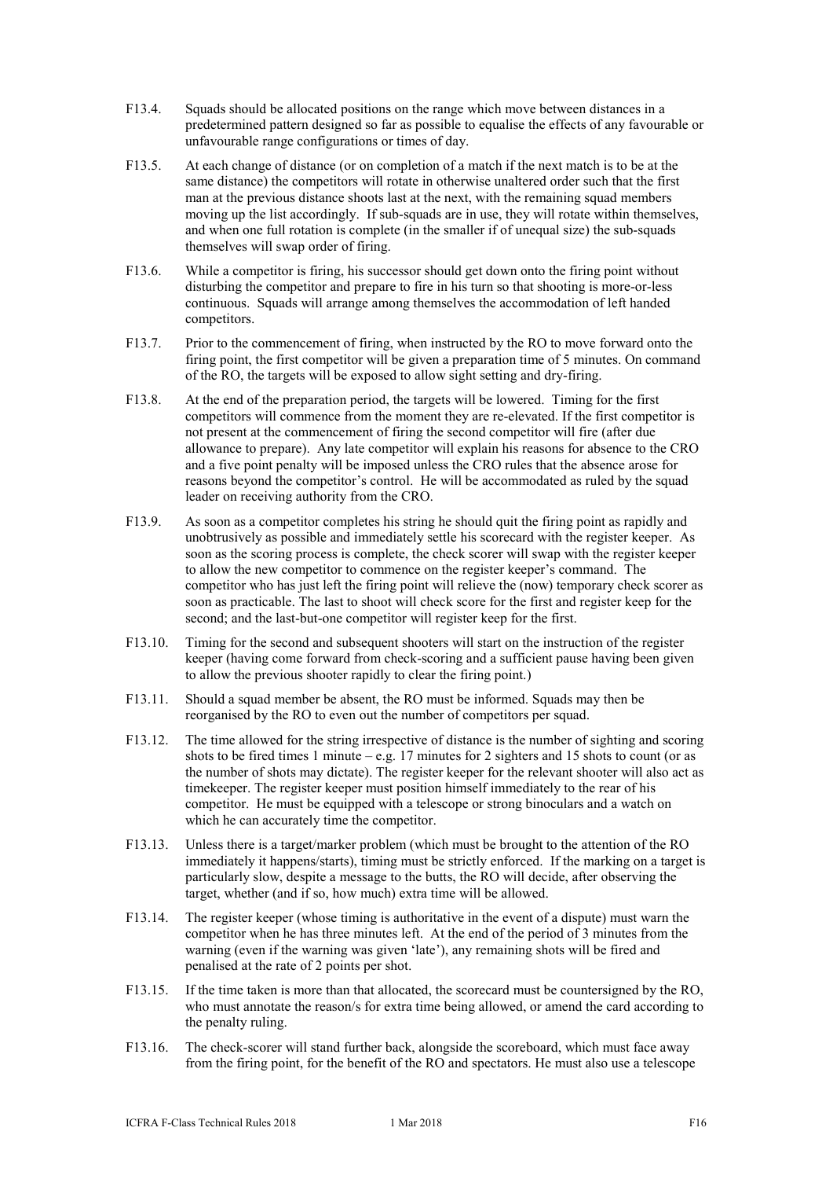F13.4. Squads should be allocated positions on the range which move between distances in a predetermined pattern designed so far as possible to equalise the effects of any favourable or unfavourable range configurations or times of day.

F13.5. At each change of distance (or on completion of a match if the next match is to be at the same distance) the competitors will rotate in otherwise unaltered order such that the first man at the previous distance shoots last at the next, with the remaining squad members moving up the list accordingly. If sub-squads are in use, they will rotate within themselves, and when one full rotation is complete (in the smaller if of unequal size) the sub-squads themselves will swap order of firing.

F13.6. While a competitor is firing, his successor should get down onto the firing point without disturbing the competitor and prepare to fire in his turn so that shooting is more-or-less continuous. Squads will arrange among themselves the accommodation of left handed competitors.

F13.7. Prior to the commencement of firing, when instructed by the RO to move forward onto the firing point, the first competitor will be given a preparation time of 5 minutes. On command of the RO, the targets will be exposed to allow sight setting and dry-firing.

F13.8. At the end of the preparation period, the targets will be lowered. Timing for the first competitors will commence from the moment they are re-elevated. If the first competitor is not present at the commencement of firing the second competitor will fire (after due allowance to prepare). Any late competitor will explain his reasons for absence to the CRO and a five point penalty will be imposed unless the CRO rules that the absence arose for reasons beyond the competitor's control. He will be accommodated as ruled by the squad leader on receiving authority from the CRO.

F13.9. As soon as a competitor completes his string he should quit the firing point as rapidly and unobtrusively as possible and immediately settle his scorecard with the register keeper. As soon as the scoring process is complete, the check scorer will swap with the register keeper to allow the new competitor to commence on the register keeper's command. The competitor who has just left the firing point will relieve the (now) temporary check scorer as soon as practicable. The last to shoot will check score for the first and register keep for the second; and the last-but-one competitor will register keep for the first.

F13.10. Timing for the second and subsequent shooters will start on the instruction of the register keeper (having come forward from check-scoring and a sufficient pause having been given to allow the previous shooter rapidly to clear the firing point.)

F13.11. Should a squad member be absent, the RO must be informed. Squads may then be reorganised by the RO to even out the number of competitors per squad.

F13.12. The time allowed for the string irrespective of distance is the number of sighting and scoring shots to be fired times 1 minute – e.g. 17 minutes for 2 sighters and 15 shots to count (or as the number of shots may dictate). The register keeper for the relevant shooter will also act as timekeeper. The register keeper must position himself immediately to the rear of his competitor. He must be equipped with a telescope or strong binoculars and a watch on which he can accurately time the competitor.

F13.13. Unless there is a target/marker problem (which must be brought to the attention of the RO immediately it happens/starts), timing must be strictly enforced. If the marking on a target is particularly slow, despite a message to the butts, the RO will decide, after observing the target, whether (and if so, how much) extra time will be allowed.

F13.14. The register keeper (whose timing is authoritative in the event of a dispute) must warn the competitor when he has three minutes left. At the end of the period of 3 minutes from the warning (even if the warning was given 'late'), any remaining shots will be fired and penalised at the rate of 2 points per shot.

F13.15. If the time taken is more than that allocated, the scorecard must be countersigned by the RO, who must annotate the reason/s for extra time being allowed, or amend the card according to the penalty ruling.

F13.16. The check-scorer will stand further back, alongside the scoreboard, which must face away from the firing point, for the benefit of the RO and spectators. He must also use a telescope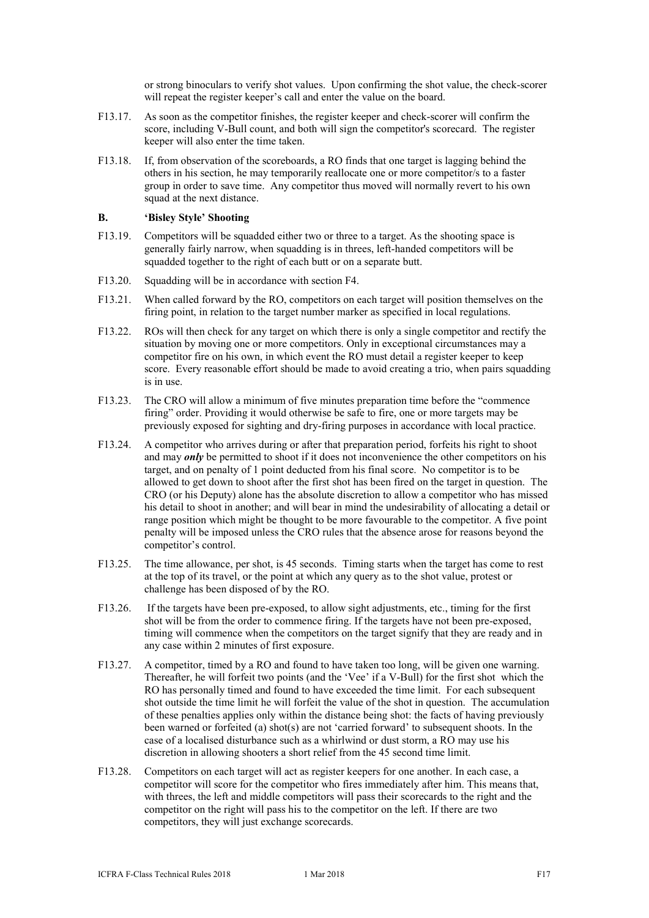or strong binoculars to verify shot values. Upon confirming the shot value, the check-scorer will repeat the register keeper's call and enter the value on the board.

F13.17. As soon as the competitor finishes, the register keeper and check-scorer will confirm the score, including V-Bull count, and both will sign the competitor's scorecard. The register keeper will also enter the time taken.

F13.18. If, from observation of the scoreboards, a RO finds that one target is lagging behind the others in his section, he may temporarily reallocate one or more competitor/s to a faster group in order to save time. Any competitor thus moved will normally revert to his own squad at the next distance.

## B. 'Bisley Style' Shooting

F13.19. Competitors will be squadded either two or three to a target. As the shooting space is generally fairly narrow, when squadding is in threes, left-handed competitors will be squadded together to the right of each butt or on a separate butt.

F13.20. Squadding will be in accordance with section F4.

F13.21. When called forward by the RO, competitors on each target will position themselves on the firing point, in relation to the target number marker as specified in local regulations.

F13.22. ROs will then check for any target on which there is only a single competitor and rectify the situation by moving one or more competitors. Only in exceptional circumstances may a competitor fire on his own, in which event the RO must detail a register keeper to keep score. Every reasonable effort should be made to avoid creating a trio, when pairs squadding is in use.

F13.23. The CRO will allow a minimum of five minutes preparation time before the "commence firing" order. Providing it would otherwise be safe to fire, one or more targets may be previously exposed for sighting and dry-firing purposes in accordance with local practice.

F13.24. A competitor who arrives during or after that preparation period, forfeits his right to shoot and may ***only*** be permitted to shoot if it does not inconvenience the other competitors on his target, and on penalty of 1 point deducted from his final score. No competitor is to be allowed to get down to shoot after the first shot has been fired on the target in question. The CRO (or his Deputy) alone has the absolute discretion to allow a competitor who has missed his detail to shoot in another; and will bear in mind the undesirability of allocating a detail or range position which might be thought to be more favourable to the competitor. A five point penalty will be imposed unless the CRO rules that the absence arose for reasons beyond the competitor's control.

F13.25. The time allowance, per shot, is 45 seconds. Timing starts when the target has come to rest at the top of its travel, or the point at which any query as to the shot value, protest or challenge has been disposed of by the RO.

F13.26. If the targets have been pre-exposed, to allow sight adjustments, etc., timing for the first shot will be from the order to commence firing. If the targets have not been pre-exposed, timing will commence when the competitors on the target signify that they are ready and in any case within 2 minutes of first exposure.

F13.27. A competitor, timed by a RO and found to have taken too long, will be given one warning. Thereafter, he will forfeit two points (and the 'Vee' if a V-Bull) for the first shot which the RO has personally timed and found to have exceeded the time limit. For each subsequent shot outside the time limit he will forfeit the value of the shot in question. The accumulation of these penalties applies only within the distance being shot: the facts of having previously been warned or forfeited (a) shot(s) are not 'carried forward' to subsequent shoots. In the case of a localised disturbance such as a whirlwind or dust storm, a RO may use his discretion in allowing shooters a short relief from the 45 second time limit.

F13.28. Competitors on each target will act as register keepers for one another. In each case, a competitor will score for the competitor who fires immediately after him. This means that, with threes, the left and middle competitors will pass their scorecards to the right and the competitor on the right will pass his to the competitor on the left. If there are two competitors, they will just exchange scorecards.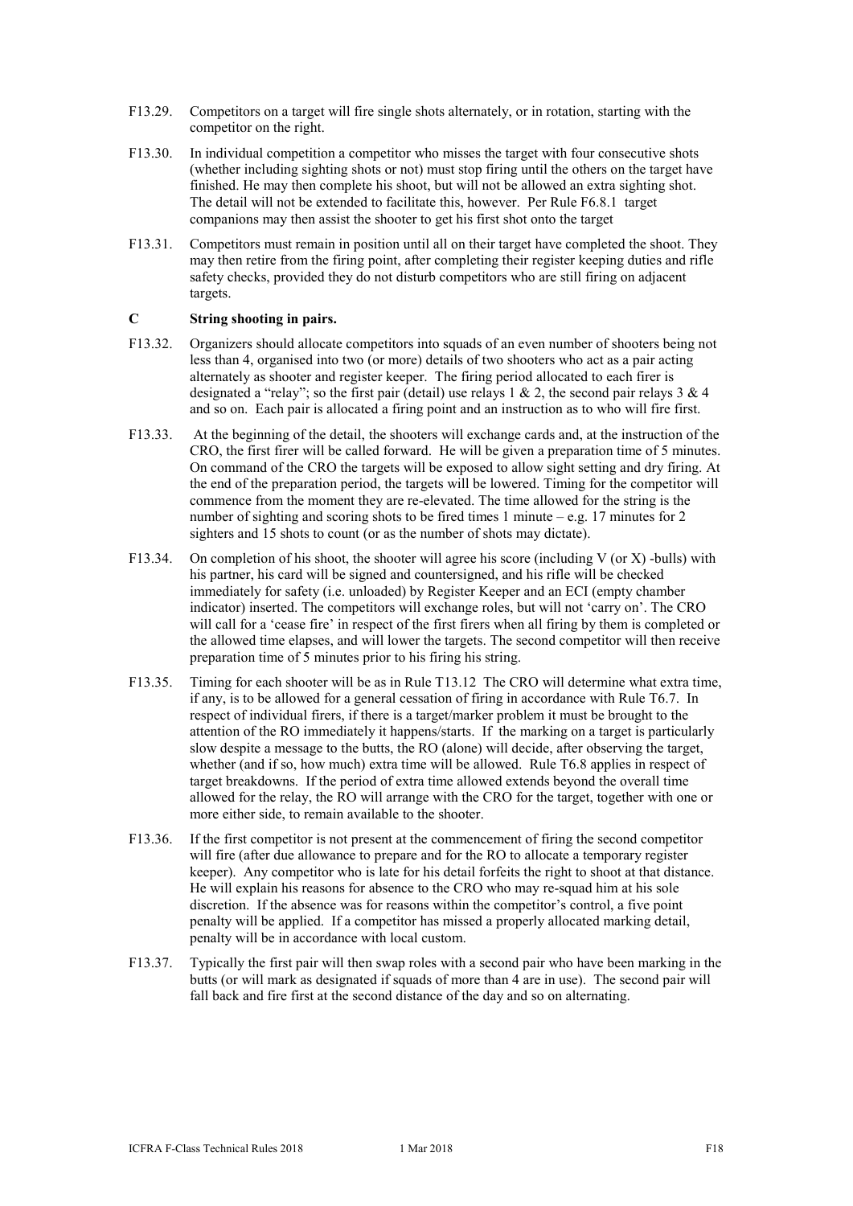F13.29. Competitors on a target will fire single shots alternately, or in rotation, starting with the competitor on the right.

F13.30. In individual competition a competitor who misses the target with four consecutive shots (whether including sighting shots or not) must stop firing until the others on the target have finished. He may then complete his shoot, but will not be allowed an extra sighting shot. The detail will not be extended to facilitate this, however. Per Rule F6.8.1 target companions may then assist the shooter to get his first shot onto the target

F13.31. Competitors must remain in position until all on their target have completed the shoot. They may then retire from the firing point, after completing their register keeping duties and rifle safety checks, provided they do not disturb competitors who are still firing on adjacent targets.

**C String shooting in pairs.**

F13.32. Organizers should allocate competitors into squads of an even number of shooters being not less than 4, organised into two (or more) details of two shooters who act as a pair acting alternately as shooter and register keeper. The firing period allocated to each firer is designated a "relay"; so the first pair (detail) use relays 1 & 2, the second pair relays 3 & 4 and so on. Each pair is allocated a firing point and an instruction as to who will fire first.

F13.33. At the beginning of the detail, the shooters will exchange cards and, at the instruction of the CRO, the first firer will be called forward. He will be given a preparation time of 5 minutes. On command of the CRO the targets will be exposed to allow sight setting and dry firing. At the end of the preparation period, the targets will be lowered. Timing for the competitor will commence from the moment they are re-elevated. The time allowed for the string is the number of sighting and scoring shots to be fired times 1 minute – e.g. 17 minutes for 2 sighters and 15 shots to count (or as the number of shots may dictate).

F13.34. On completion of his shoot, the shooter will agree his score (including V (or X) -bulls) with his partner, his card will be signed and countersigned, and his rifle will be checked immediately for safety (i.e. unloaded) by Register Keeper and an ECI (empty chamber indicator) inserted. The competitors will exchange roles, but will not 'carry on'. The CRO will call for a 'cease fire' in respect of the first firers when all firing by them is completed or the allowed time elapses, and will lower the targets. The second competitor will then receive preparation time of 5 minutes prior to his firing his string.

F13.35. Timing for each shooter will be as in Rule T13.12 The CRO will determine what extra time, if any, is to be allowed for a general cessation of firing in accordance with Rule T6.7. In respect of individual firers, if there is a target/marker problem it must be brought to the attention of the RO immediately it happens/starts. If the marking on a target is particularly slow despite a message to the butts, the RO (alone) will decide, after observing the target, whether (and if so, how much) extra time will be allowed. Rule T6.8 applies in respect of target breakdowns. If the period of extra time allowed extends beyond the overall time allowed for the relay, the RO will arrange with the CRO for the target, together with one or more either side, to remain available to the shooter.

F13.36. If the first competitor is not present at the commencement of firing the second competitor will fire (after due allowance to prepare and for the RO to allocate a temporary register keeper). Any competitor who is late for his detail forfeits the right to shoot at that distance. He will explain his reasons for absence to the CRO who may re-squad him at his sole discretion. If the absence was for reasons within the competitor's control, a five point penalty will be applied. If a competitor has missed a properly allocated marking detail, penalty will be in accordance with local custom.

F13.37. Typically the first pair will then swap roles with a second pair who have been marking in the butts (or will mark as designated if squads of more than 4 are in use). The second pair will fall back and fire first at the second distance of the day and so on alternating.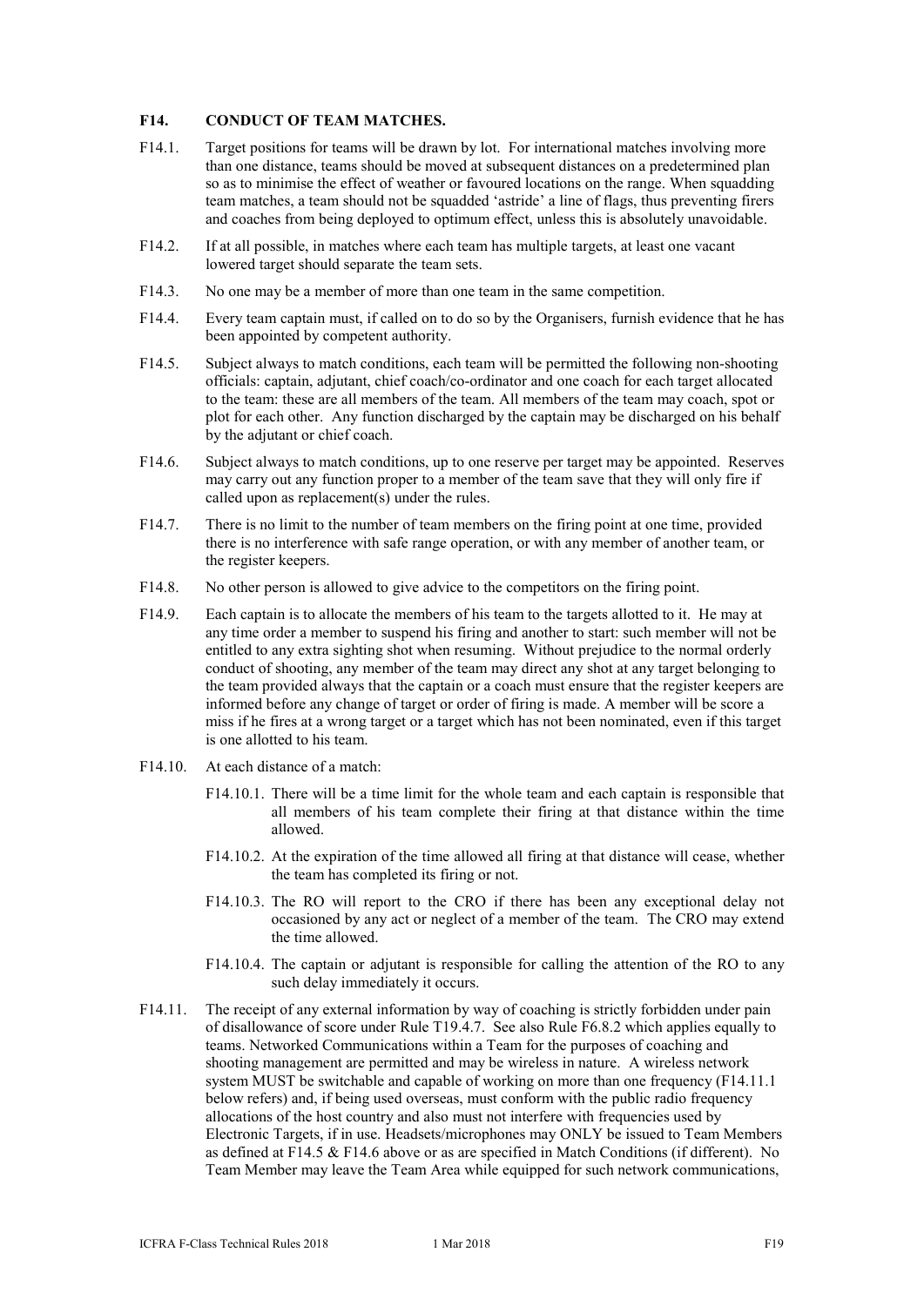### F14. CONDUCT OF TEAM MATCHES.

F14.1. Target positions for teams will be drawn by lot. For international matches involving more than one distance, teams should be moved at subsequent distances on a predetermined plan so as to minimise the effect of weather or favoured locations on the range. When squadding team matches, a team should not be squadded 'astride' a line of flags, thus preventing firers and coaches from being deployed to optimum effect, unless this is absolutely unavoidable.

F14.2. If at all possible, in matches where each team has multiple targets, at least one vacant lowered target should separate the team sets.

F14.3. No one may be a member of more than one team in the same competition.

F14.4. Every team captain must, if called on to do so by the Organisers, furnish evidence that he has been appointed by competent authority.

F14.5. Subject always to match conditions, each team will be permitted the following non-shooting officials: captain, adjutant, chief coach/co-ordinator and one coach for each target allocated to the team: these are all members of the team. All members of the team may coach, spot or plot for each other. Any function discharged by the captain may be discharged on his behalf by the adjutant or chief coach.

F14.6. Subject always to match conditions, up to one reserve per target may be appointed. Reserves may carry out any function proper to a member of the team save that they will only fire if called upon as replacement(s) under the rules.

F14.7. There is no limit to the number of team members on the firing point at one time, provided there is no interference with safe range operation, or with any member of another team, or the register keepers.

F14.8. No other person is allowed to give advice to the competitors on the firing point.

F14.9. Each captain is to allocate the members of his team to the targets allotted to it. He may at any time order a member to suspend his firing and another to start: such member will not be entitled to any extra sighting shot when resuming. Without prejudice to the normal orderly conduct of shooting, any member of the team may direct any shot at any target belonging to the team provided always that the captain or a coach must ensure that the register keepers are informed before any change of target or order of firing is made. A member will be score a miss if he fires at a wrong target or a target which has not been nominated, even if this target is one allotted to his team.

F14.10. At each distance of a match:

F14.10.1. There will be a time limit for the whole team and each captain is responsible that all members of his team complete their firing at that distance within the time allowed.

F14.10.2. At the expiration of the time allowed all firing at that distance will cease, whether the team has completed its firing or not.

F14.10.3. The RO will report to the CRO if there has been any exceptional delay not occasioned by any act or neglect of a member of the team. The CRO may extend the time allowed.

F14.10.4. The captain or adjutant is responsible for calling the attention of the RO to any such delay immediately it occurs.

F14.11. The receipt of any external information by way of coaching is strictly forbidden under pain of disallowance of score under Rule T19.4.7. See also Rule F6.8.2 which applies equally to teams. Networked Communications within a Team for the purposes of coaching and shooting management are permitted and may be wireless in nature. A wireless network system MUST be switchable and capable of working on more than one frequency (F14.11.1 below refers) and, if being used overseas, must conform with the public radio frequency allocations of the host country and also must not interfere with frequencies used by Electronic Targets, if in use. Headsets/microphones may ONLY be issued to Team Members as defined at F14.5 & F14.6 above or as are specified in Match Conditions (if different). No Team Member may leave the Team Area while equipped for such network communications,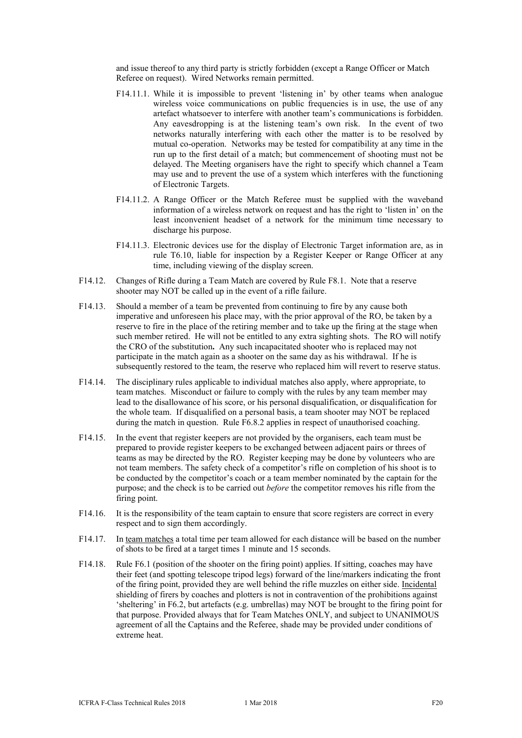and issue thereof to any third party is strictly forbidden (except a Range Officer or Match Referee on request). Wired Networks remain permitted.

F14.11.1. While it is impossible to prevent 'listening in' by other teams when analogue wireless voice communications on public frequencies is in use, the use of any artefact whatsoever to interfere with another team's communications is forbidden. Any eavesdropping is at the listening team's own risk. In the event of two networks naturally interfering with each other the matter is to be resolved by mutual co-operation. Networks may be tested for compatibility at any time in the run up to the first detail of a match; but commencement of shooting must not be delayed. The Meeting organisers have the right to specify which channel a Team may use and to prevent the use of a system which interferes with the functioning of Electronic Targets.

F14.11.2. A Range Officer or the Match Referee must be supplied with the waveband information of a wireless network on request and has the right to 'listen in' on the least inconvenient headset of a network for the minimum time necessary to discharge his purpose.

F14.11.3. Electronic devices use for the display of Electronic Target information are, as in rule T6.10, liable for inspection by a Register Keeper or Range Officer at any time, including viewing of the display screen.

F14.12. Changes of Rifle during a Team Match are covered by Rule F8.1. Note that a reserve shooter may NOT be called up in the event of a rifle failure.

F14.13. Should a member of a team be prevented from continuing to fire by any cause both imperative and unforeseen his place may, with the prior approval of the RO, be taken by a reserve to fire in the place of the retiring member and to take up the firing at the stage when such member retired. He will not be entitled to any extra sighting shots. The RO will notify the CRO of the substitution**.** Any such incapacitated shooter who is replaced may not participate in the match again as a shooter on the same day as his withdrawal. If he is subsequently restored to the team, the reserve who replaced him will revert to reserve status.

F14.14. The disciplinary rules applicable to individual matches also apply, where appropriate, to team matches. Misconduct or failure to comply with the rules by any team member may lead to the disallowance of his score, or his personal disqualification, or disqualification for the whole team. If disqualified on a personal basis, a team shooter may NOT be replaced during the match in question. Rule F6.8.2 applies in respect of unauthorised coaching.

F14.15. In the event that register keepers are not provided by the organisers, each team must be prepared to provide register keepers to be exchanged between adjacent pairs or threes of teams as may be directed by the RO. Register keeping may be done by volunteers who are not team members. The safety check of a competitor's rifle on completion of his shoot is to be conducted by the competitor's coach or a team member nominated by the captain for the purpose; and the check is to be carried out *before* the competitor removes his rifle from the firing point.

F14.16. It is the responsibility of the team captain to ensure that score registers are correct in every respect and to sign them accordingly.

F14.17. In team matches a total time per team allowed for each distance will be based on the number of shots to be fired at a target times 1 minute and 15 seconds.

F14.18. Rule F6.1 (position of the shooter on the firing point) applies. If sitting, coaches may have their feet (and spotting telescope tripod legs) forward of the line/markers indicating the front of the firing point, provided they are well behind the rifle muzzles on either side. Incidental shielding of firers by coaches and plotters is not in contravention of the prohibitions against 'sheltering' in F6.2, but artefacts (e.g. umbrellas) may NOT be brought to the firing point for that purpose. Provided always that for Team Matches ONLY, and subject to UNANIMOUS agreement of all the Captains and the Referee, shade may be provided under conditions of extreme heat.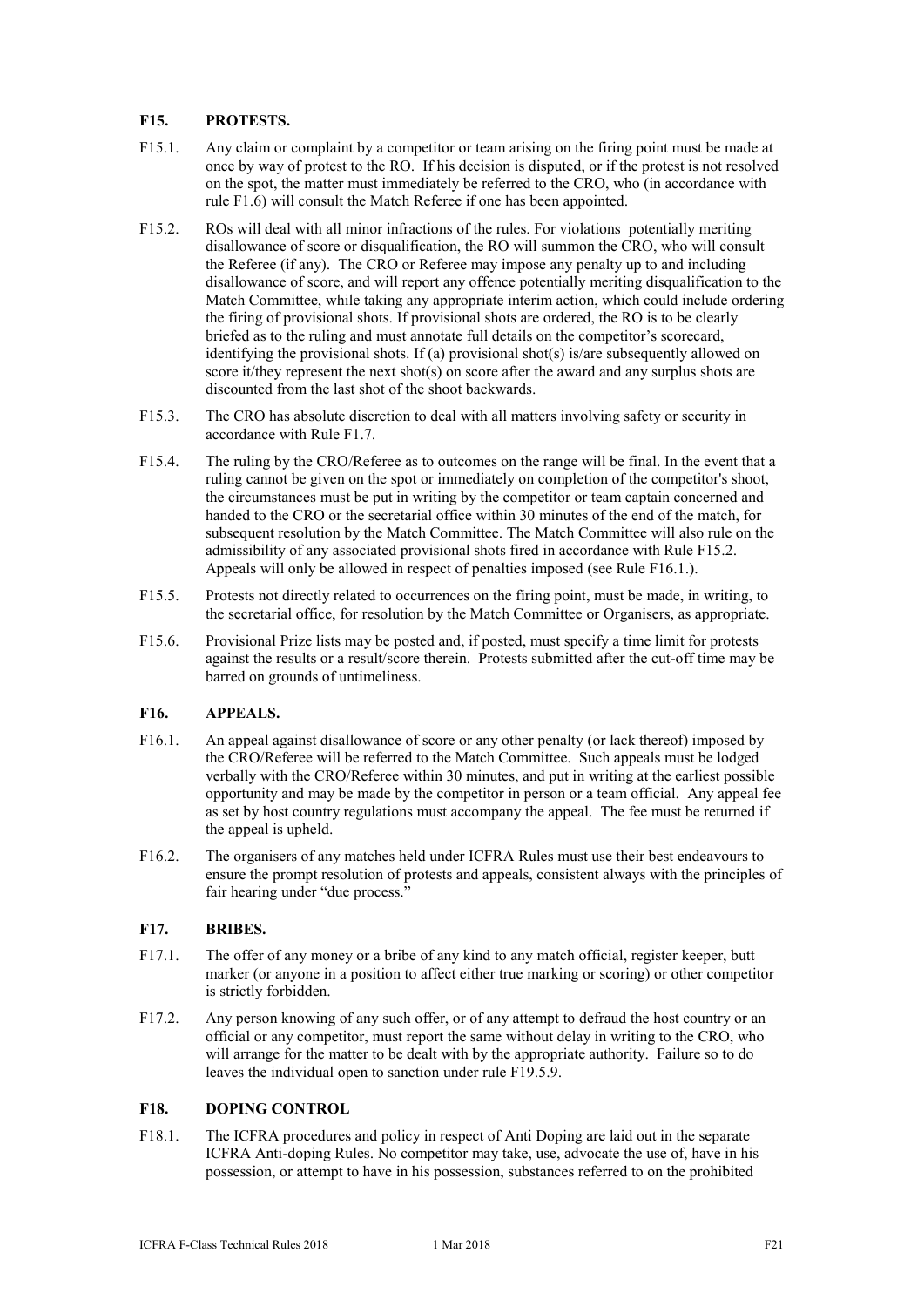## F15. PROTESTS.

F15.1. Any claim or complaint by a competitor or team arising on the firing point must be made at once by way of protest to the RO. If his decision is disputed, or if the protest is not resolved on the spot, the matter must immediately be referred to the CRO, who (in accordance with rule F1.6) will consult the Match Referee if one has been appointed.

F15.2. ROs will deal with all minor infractions of the rules. For violations potentially meriting disallowance of score or disqualification, the RO will summon the CRO, who will consult the Referee (if any). The CRO or Referee may impose any penalty up to and including disallowance of score, and will report any offence potentially meriting disqualification to the Match Committee, while taking any appropriate interim action, which could include ordering the firing of provisional shots. If provisional shots are ordered, the RO is to be clearly briefed as to the ruling and must annotate full details on the competitor's scorecard, identifying the provisional shots. If (a) provisional shot(s) is/are subsequently allowed on score it/they represent the next shot(s) on score after the award and any surplus shots are discounted from the last shot of the shoot backwards.

F15.3. The CRO has absolute discretion to deal with all matters involving safety or security in accordance with Rule F1.7.

F15.4. The ruling by the CRO/Referee as to outcomes on the range will be final. In the event that a ruling cannot be given on the spot or immediately on completion of the competitor's shoot, the circumstances must be put in writing by the competitor or team captain concerned and handed to the CRO or the secretarial office within 30 minutes of the end of the match, for subsequent resolution by the Match Committee. The Match Committee will also rule on the admissibility of any associated provisional shots fired in accordance with Rule F15.2. Appeals will only be allowed in respect of penalties imposed (see Rule F16.1.).

F15.5. Protests not directly related to occurrences on the firing point, must be made, in writing, to the secretarial office, for resolution by the Match Committee or Organisers, as appropriate.

F15.6. Provisional Prize lists may be posted and, if posted, must specify a time limit for protests against the results or a result/score therein. Protests submitted after the cut-off time may be barred on grounds of untimeliness.

## F16. APPEALS.

F16.1. An appeal against disallowance of score or any other penalty (or lack thereof) imposed by the CRO/Referee will be referred to the Match Committee. Such appeals must be lodged verbally with the CRO/Referee within 30 minutes, and put in writing at the earliest possible opportunity and may be made by the competitor in person or a team official. Any appeal fee as set by host country regulations must accompany the appeal. The fee must be returned if the appeal is upheld.

F16.2. The organisers of any matches held under ICFRA Rules must use their best endeavours to ensure the prompt resolution of protests and appeals, consistent always with the principles of fair hearing under "due process."

## F17. BRIBES.

F17.1. The offer of any money or a bribe of any kind to any match official, register keeper, butt marker (or anyone in a position to affect either true marking or scoring) or other competitor is strictly forbidden.

F17.2. Any person knowing of any such offer, or of any attempt to defraud the host country or an official or any competitor, must report the same without delay in writing to the CRO, who will arrange for the matter to be dealt with by the appropriate authority. Failure so to do leaves the individual open to sanction under rule F19.5.9.

## F18. DOPING CONTROL

F18.1. The ICFRA procedures and policy in respect of Anti Doping are laid out in the separate ICFRA Anti-doping Rules. No competitor may take, use, advocate the use of, have in his possession, or attempt to have in his possession, substances referred to on the prohibited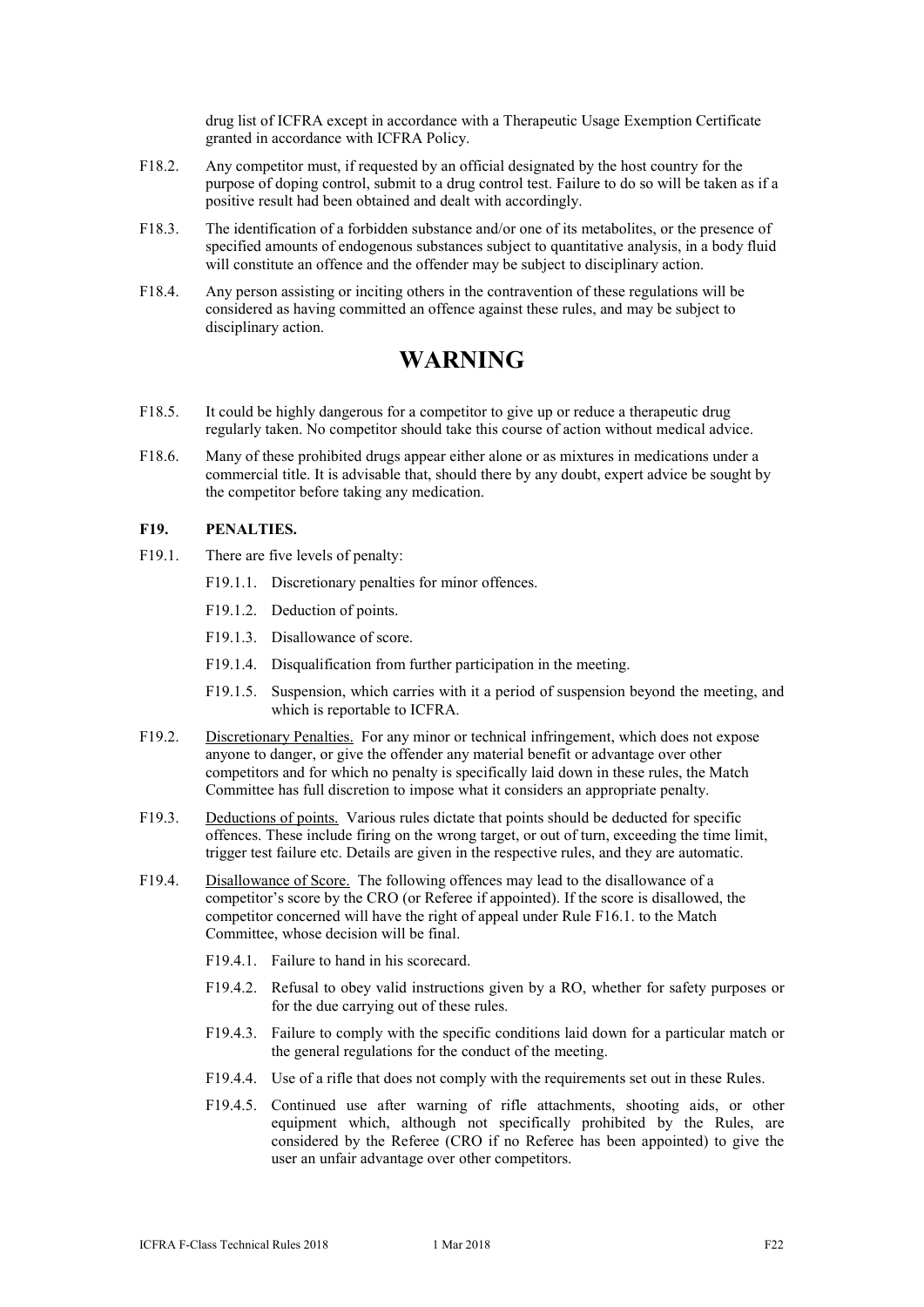drug list of ICFRA except in accordance with a Therapeutic Usage Exemption Certificate granted in accordance with ICFRA Policy.

F18.2. Any competitor must, if requested by an official designated by the host country for the purpose of doping control, submit to a drug control test. Failure to do so will be taken as if a positive result had been obtained and dealt with accordingly.

F18.3. The identification of a forbidden substance and/or one of its metabolites, or the presence of specified amounts of endogenous substances subject to quantitative analysis, in a body fluid will constitute an offence and the offender may be subject to disciplinary action.

F18.4. Any person assisting or inciting others in the contravention of these regulations will be considered as having committed an offence against these rules, and may be subject to disciplinary action.

# WARNING

F18.5. It could be highly dangerous for a competitor to give up or reduce a therapeutic drug regularly taken. No competitor should take this course of action without medical advice.

F18.6. Many of these prohibited drugs appear either alone or as mixtures in medications under a commercial title. It is advisable that, should there by any doubt, expert advice be sought by the competitor before taking any medication.

### F19. PENALTIES.

F19.1. There are five levels of penalty:

- F19.1.1. Discretionary penalties for minor offences.
- F19.1.2. Deduction of points.
- F19.1.3. Disallowance of score.
- F19.1.4. Disqualification from further participation in the meeting.
- F19.1.5. Suspension, which carries with it a period of suspension beyond the meeting, and which is reportable to ICFRA.

F19.2. Discretionary Penalties. For any minor or technical infringement, which does not expose anyone to danger, or give the offender any material benefit or advantage over other competitors and for which no penalty is specifically laid down in these rules, the Match Committee has full discretion to impose what it considers an appropriate penalty.

F19.3. Deductions of points. Various rules dictate that points should be deducted for specific offences. These include firing on the wrong target, or out of turn, exceeding the time limit, trigger test failure etc. Details are given in the respective rules, and they are automatic.

F19.4. Disallowance of Score. The following offences may lead to the disallowance of a competitor's score by the CRO (or Referee if appointed). If the score is disallowed, the competitor concerned will have the right of appeal under Rule F16.1. to the Match Committee, whose decision will be final.

- F19.4.1. Failure to hand in his scorecard.
- F19.4.2. Refusal to obey valid instructions given by a RO, whether for safety purposes or for the due carrying out of these rules.
- F19.4.3. Failure to comply with the specific conditions laid down for a particular match or the general regulations for the conduct of the meeting.
- F19.4.4. Use of a rifle that does not comply with the requirements set out in these Rules.
- F19.4.5. Continued use after warning of rifle attachments, shooting aids, or other equipment which, although not specifically prohibited by the Rules, are considered by the Referee (CRO if no Referee has been appointed) to give the user an unfair advantage over other competitors.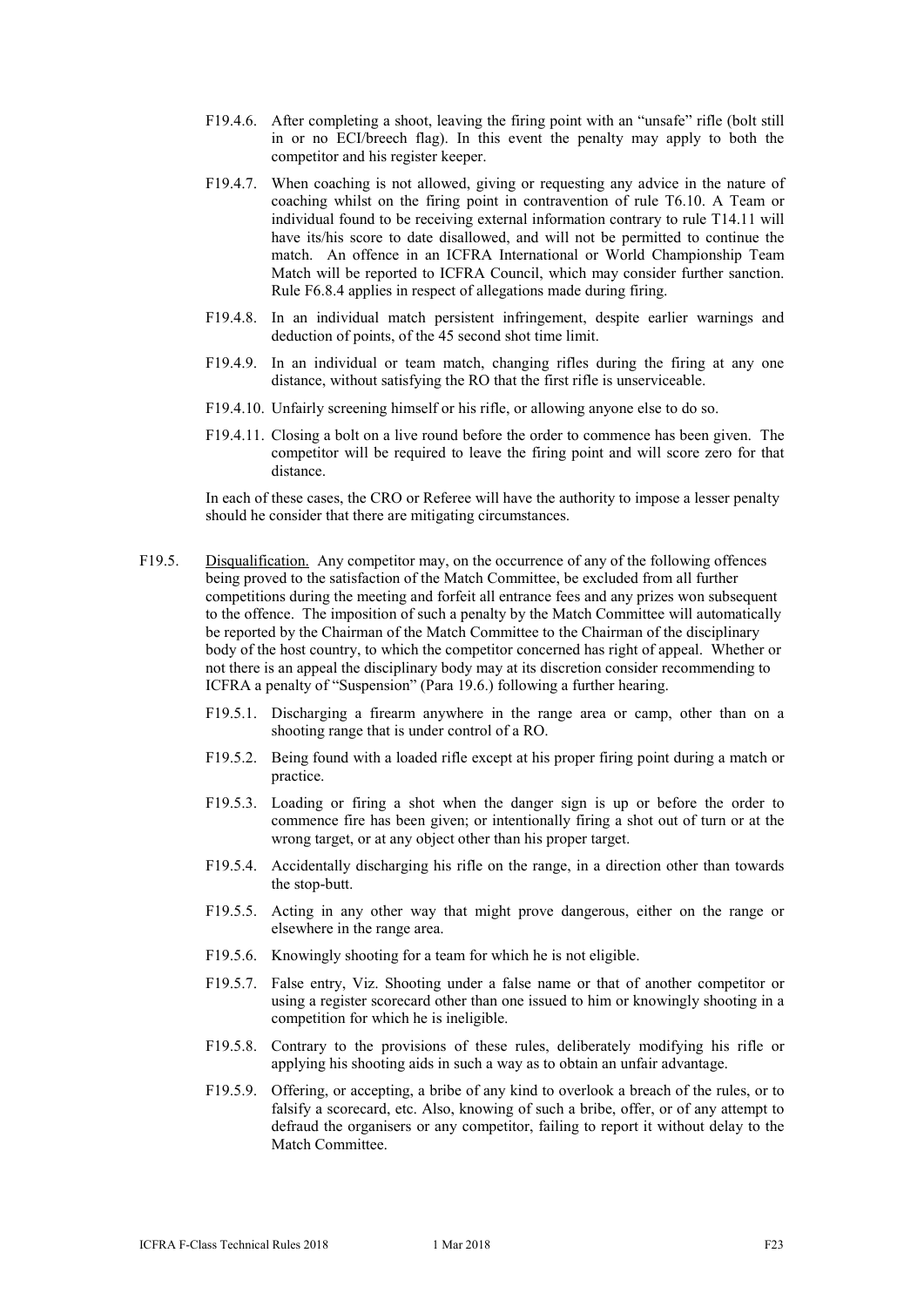F19.4.6. After completing a shoot, leaving the firing point with an "unsafe" rifle (bolt still in or no ECI/breech flag). In this event the penalty may apply to both the competitor and his register keeper.

F19.4.7. When coaching is not allowed, giving or requesting any advice in the nature of coaching whilst on the firing point in contravention of rule T6.10. A Team or individual found to be receiving external information contrary to rule T14.11 will have its/his score to date disallowed, and will not be permitted to continue the match. An offence in an ICFRA International or World Championship Team Match will be reported to ICFRA Council, which may consider further sanction. Rule F6.8.4 applies in respect of allegations made during firing.

F19.4.8. In an individual match persistent infringement, despite earlier warnings and deduction of points, of the 45 second shot time limit.

F19.4.9. In an individual or team match, changing rifles during the firing at any one distance, without satisfying the RO that the first rifle is unserviceable.

F19.4.10. Unfairly screening himself or his rifle, or allowing anyone else to do so.

F19.4.11. Closing a bolt on a live round before the order to commence has been given. The competitor will be required to leave the firing point and will score zero for that distance.

In each of these cases, the CRO or Referee will have the authority to impose a lesser penalty should he consider that there are mitigating circumstances.

F19.5. Disqualification. Any competitor may, on the occurrence of any of the following offences being proved to the satisfaction of the Match Committee, be excluded from all further competitions during the meeting and forfeit all entrance fees and any prizes won subsequent to the offence. The imposition of such a penalty by the Match Committee will automatically be reported by the Chairman of the Match Committee to the Chairman of the disciplinary body of the host country, to which the competitor concerned has right of appeal. Whether or not there is an appeal the disciplinary body may at its discretion consider recommending to ICFRA a penalty of "Suspension" (Para 19.6.) following a further hearing.

F19.5.1. Discharging a firearm anywhere in the range area or camp, other than on a shooting range that is under control of a RO.

F19.5.2. Being found with a loaded rifle except at his proper firing point during a match or practice.

F19.5.3. Loading or firing a shot when the danger sign is up or before the order to commence fire has been given; or intentionally firing a shot out of turn or at the wrong target, or at any object other than his proper target.

F19.5.4. Accidentally discharging his rifle on the range, in a direction other than towards the stop-butt.

F19.5.5. Acting in any other way that might prove dangerous, either on the range or elsewhere in the range area.

F19.5.6. Knowingly shooting for a team for which he is not eligible.

F19.5.7. False entry, Viz. Shooting under a false name or that of another competitor or using a register scorecard other than one issued to him or knowingly shooting in a competition for which he is ineligible.

F19.5.8. Contrary to the provisions of these rules, deliberately modifying his rifle or applying his shooting aids in such a way as to obtain an unfair advantage.

F19.5.9. Offering, or accepting, a bribe of any kind to overlook a breach of the rules, or to falsify a scorecard, etc. Also, knowing of such a bribe, offer, or of any attempt to defraud the organisers or any competitor, failing to report it without delay to the Match Committee.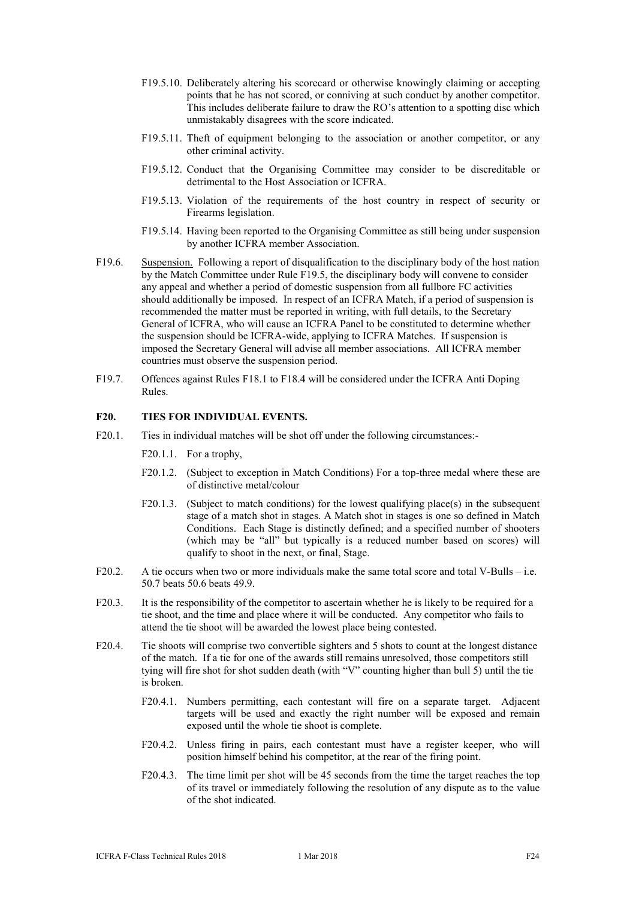F19.5.10. Deliberately altering his scorecard or otherwise knowingly claiming or accepting points that he has not scored, or conniving at such conduct by another competitor. This includes deliberate failure to draw the RO's attention to a spotting disc which unmistakably disagrees with the score indicated.

F19.5.11. Theft of equipment belonging to the association or another competitor, or any other criminal activity.

F19.5.12. Conduct that the Organising Committee may consider to be discreditable or detrimental to the Host Association or ICFRA.

F19.5.13. Violation of the requirements of the host country in respect of security or Firearms legislation.

F19.5.14. Having been reported to the Organising Committee as still being under suspension by another ICFRA member Association.

F19.6. Suspension. Following a report of disqualification to the disciplinary body of the host nation by the Match Committee under Rule F19.5, the disciplinary body will convene to consider any appeal and whether a period of domestic suspension from all fullbore FC activities should additionally be imposed. In respect of an ICFRA Match, if a period of suspension is recommended the matter must be reported in writing, with full details, to the Secretary General of ICFRA, who will cause an ICFRA Panel to be constituted to determine whether the suspension should be ICFRA-wide, applying to ICFRA Matches. If suspension is imposed the Secretary General will advise all member associations. All ICFRA member countries must observe the suspension period.

F19.7. Offences against Rules F18.1 to F18.4 will be considered under the ICFRA Anti Doping Rules.

## F20. TIES FOR INDIVIDUAL EVENTS.

F20.1. Ties in individual matches will be shot off under the following circumstances:-

F20.1.1. For a trophy,

F20.1.2. (Subject to exception in Match Conditions) For a top-three medal where these are of distinctive metal/colour

F20.1.3. (Subject to match conditions) for the lowest qualifying place(s) in the subsequent stage of a match shot in stages. A Match shot in stages is one so defined in Match Conditions. Each Stage is distinctly defined; and a specified number of shooters (which may be "all" but typically is a reduced number based on scores) will qualify to shoot in the next, or final, Stage.

F20.2. A tie occurs when two or more individuals make the same total score and total V-Bulls – i.e. 50.7 beats 50.6 beats 49.9.

F20.3. It is the responsibility of the competitor to ascertain whether he is likely to be required for a tie shoot, and the time and place where it will be conducted. Any competitor who fails to attend the tie shoot will be awarded the lowest place being contested.

F20.4. Tie shoots will comprise two convertible sighters and 5 shots to count at the longest distance of the match. If a tie for one of the awards still remains unresolved, those competitors still tying will fire shot for shot sudden death (with "V" counting higher than bull 5) until the tie is broken.

F20.4.1. Numbers permitting, each contestant will fire on a separate target. Adjacent targets will be used and exactly the right number will be exposed and remain exposed until the whole tie shoot is complete.

F20.4.2. Unless firing in pairs, each contestant must have a register keeper, who will position himself behind his competitor, at the rear of the firing point.

F20.4.3. The time limit per shot will be 45 seconds from the time the target reaches the top of its travel or immediately following the resolution of any dispute as to the value of the shot indicated.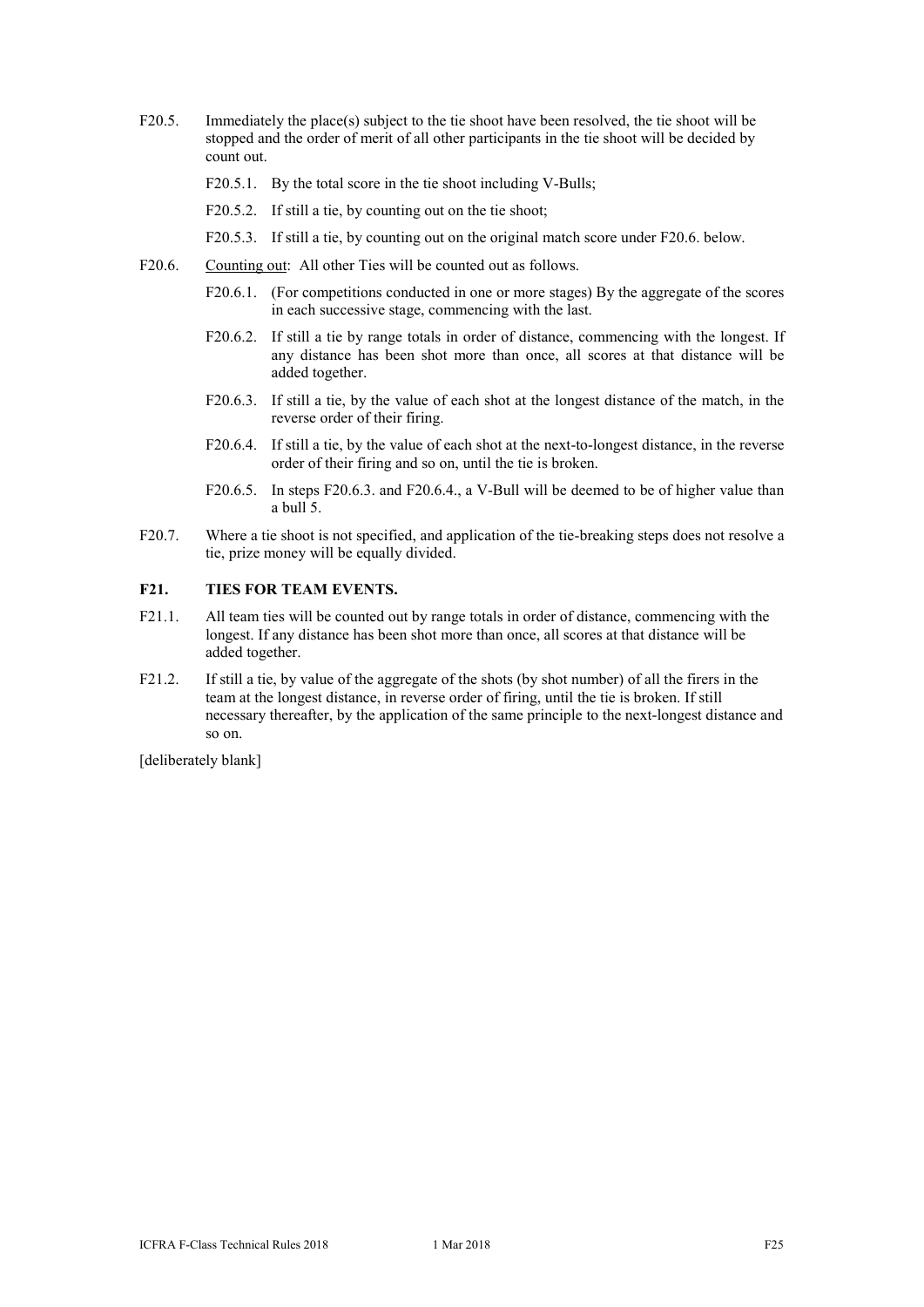F20.5. Immediately the place(s) subject to the tie shoot have been resolved, the tie shoot will be stopped and the order of merit of all other participants in the tie shoot will be decided by count out.

- F20.5.1. By the total score in the tie shoot including V-Bulls;
- F20.5.2. If still a tie, by counting out on the tie shoot;
- F20.5.3. If still a tie, by counting out on the original match score under F20.6. below.

F20.6. Counting out: All other Ties will be counted out as follows.

- F20.6.1. (For competitions conducted in one or more stages) By the aggregate of the scores in each successive stage, commencing with the last.
- F20.6.2. If still a tie by range totals in order of distance, commencing with the longest. If any distance has been shot more than once, all scores at that distance will be added together.
- F20.6.3. If still a tie, by the value of each shot at the longest distance of the match, in the reverse order of their firing.
- F20.6.4. If still a tie, by the value of each shot at the next-to-longest distance, in the reverse order of their firing and so on, until the tie is broken.
- F20.6.5. In steps F20.6.3. and F20.6.4., a V-Bull will be deemed to be of higher value than a bull 5.

F20.7. Where a tie shoot is not specified, and application of the tie-breaking steps does not resolve a tie, prize money will be equally divided.

## F21. TIES FOR TEAM EVENTS.

F21.1. All team ties will be counted out by range totals in order of distance, commencing with the longest. If any distance has been shot more than once, all scores at that distance will be added together.

F21.2. If still a tie, by value of the aggregate of the shots (by shot number) of all the firers in the team at the longest distance, in reverse order of firing, until the tie is broken. If still necessary thereafter, by the application of the same principle to the next-longest distance and so on.

[deliberately blank]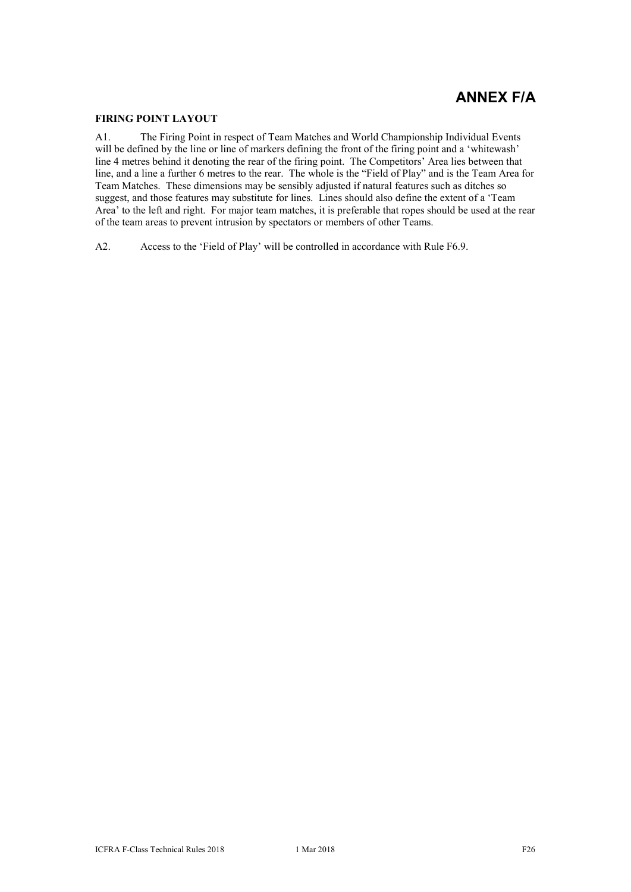# ANNEX F/A

**FIRING POINT LAYOUT**

A1. The Firing Point in respect of Team Matches and World Championship Individual Events will be defined by the line or line of markers defining the front of the firing point and a 'whitewash' line 4 metres behind it denoting the rear of the firing point. The Competitors' Area lies between that line, and a line a further 6 metres to the rear. The whole is the "Field of Play" and is the Team Area for Team Matches. These dimensions may be sensibly adjusted if natural features such as ditches so suggest, and those features may substitute for lines. Lines should also define the extent of a 'Team Area' to the left and right. For major team matches, it is preferable that ropes should be used at the rear of the team areas to prevent intrusion by spectators or members of other Teams.

A2. Access to the 'Field of Play' will be controlled in accordance with Rule F6.9.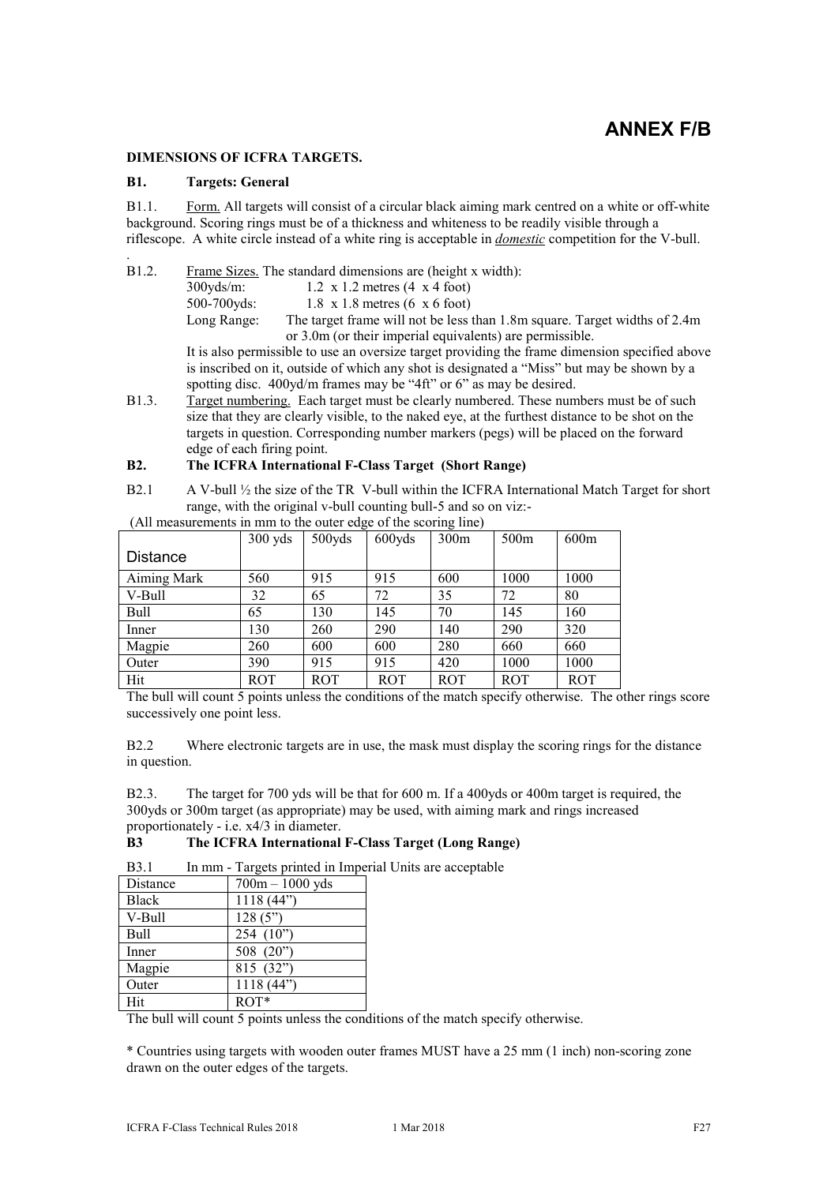# ANNEX F/B

**DIMENSIONS OF ICFRA TARGETS.**

**B1. Targets: General**

B1.1. Form. All targets will consist of a circular black aiming mark centred on a white or off-white background. Scoring rings must be of a thickness and whiteness to be readily visible through a riflescope. A white circle instead of a white ring is acceptable in ***domestic*** competition for the V-bull.

.

B1.2. Frame Sizes. The standard dimensions are (height x width):

300yds/m: 1.2 x 1.2 metres (4 x 4 foot)

500-700yds: 1.8 x 1.8 metres (6 x 6 foot)

Long Range: The target frame will not be less than 1.8m square. Target widths of 2.4m or 3.0m (or their imperial equivalents) are permissible.

It is also permissible to use an oversize target providing the frame dimension specified above is inscribed on it, outside of which any shot is designated a "Miss" but may be shown by a spotting disc. 400yd/m frames may be "4ft" or 6" as may be desired.

B1.3. Target numbering. Each target must be clearly numbered. These numbers must be of such size that they are clearly visible, to the naked eye, at the furthest distance to be shot on the targets in question. Corresponding number markers (pegs) will be placed on the forward edge of each firing point.

**B2. The ICFRA International F-Class Target (Short Range)**

B2.1 A V-bull ½ the size of the TR V-bull within the ICFRA International Match Target for short range, with the original v-bull counting bull-5 and so on viz:-

(All measurements in mm to the outer edge of the scoring line)

| Distance | 300 yds | 500yds | 600yds | 300m | 500m | 600m |
|---|---|---|---|---|---|---|
| Aiming Mark | 560 | 915 | 915 | 600 | 1000 | 1000 |
| V-Bull | 32 | 65 | 72 | 35 | 72 | 80 |
| Bull | 65 | 130 | 145 | 70 | 145 | 160 |
| Inner | 130 | 260 | 290 | 140 | 290 | 320 |
| Magpie | 260 | 600 | 600 | 280 | 660 | 660 |
| Outer | 390 | 915 | 915 | 420 | 1000 | 1000 |
| Hit | ROT | ROT | ROT | ROT | ROT | ROT |

The bull will count 5 points unless the conditions of the match specify otherwise. The other rings score successively one point less.

B2.2 Where electronic targets are in use, the mask must display the scoring rings for the distance in question.

B2.3. The target for 700 yds will be that for 600 m. If a 400yds or 400m target is required, the 300yds or 300m target (as appropriate) may be used, with aiming mark and rings increased proportionately - i.e. x4/3 in diameter.

**B3 The ICFRA International F-Class Target (Long Range)**

B3.1 In mm - Targets printed in Imperial Units are acceptable

| Distance | 700m – 1000 yds |
|---|---|
| Black | 1118 (44") |
| V-Bull | 128 (5") |
| Bull | 254 (10") |
| Inner | 508 (20") |
| Magpie | 815 (32") |
| Outer | 1118 (44") |
| Hit | ROT* |

The bull will count 5 points unless the conditions of the match specify otherwise.

* Countries using targets with wooden outer frames MUST have a 25 mm (1 inch) non-scoring zone drawn on the outer edges of the targets.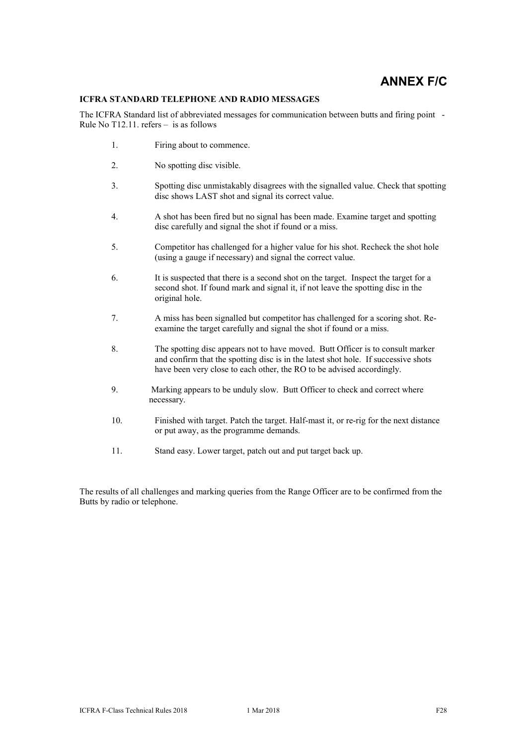# ANNEX F/C

**ICFRA STANDARD TELEPHONE AND RADIO MESSAGES**

The ICFRA Standard list of abbreviated messages for communication between butts and firing point - Rule No T12.11. refers – is as follows

1. Firing about to commence.

2. No spotting disc visible.

3. Spotting disc unmistakably disagrees with the signalled value. Check that spotting disc shows LAST shot and signal its correct value.

4. A shot has been fired but no signal has been made. Examine target and spotting disc carefully and signal the shot if found or a miss.

5. Competitor has challenged for a higher value for his shot. Recheck the shot hole (using a gauge if necessary) and signal the correct value.

6. It is suspected that there is a second shot on the target. Inspect the target for a second shot. If found mark and signal it, if not leave the spotting disc in the original hole.

7. A miss has been signalled but competitor has challenged for a scoring shot. Re-examine the target carefully and signal the shot if found or a miss.

8. The spotting disc appears not to have moved. Butt Officer is to consult marker and confirm that the spotting disc is in the latest shot hole. If successive shots have been very close to each other, the RO to be advised accordingly.

9. Marking appears to be unduly slow. Butt Officer to check and correct where necessary.

10. Finished with target. Patch the target. Half-mast it, or re-rig for the next distance or put away, as the programme demands.

11. Stand easy. Lower target, patch out and put target back up.

The results of all challenges and marking queries from the Range Officer are to be confirmed from the Butts by radio or telephone.